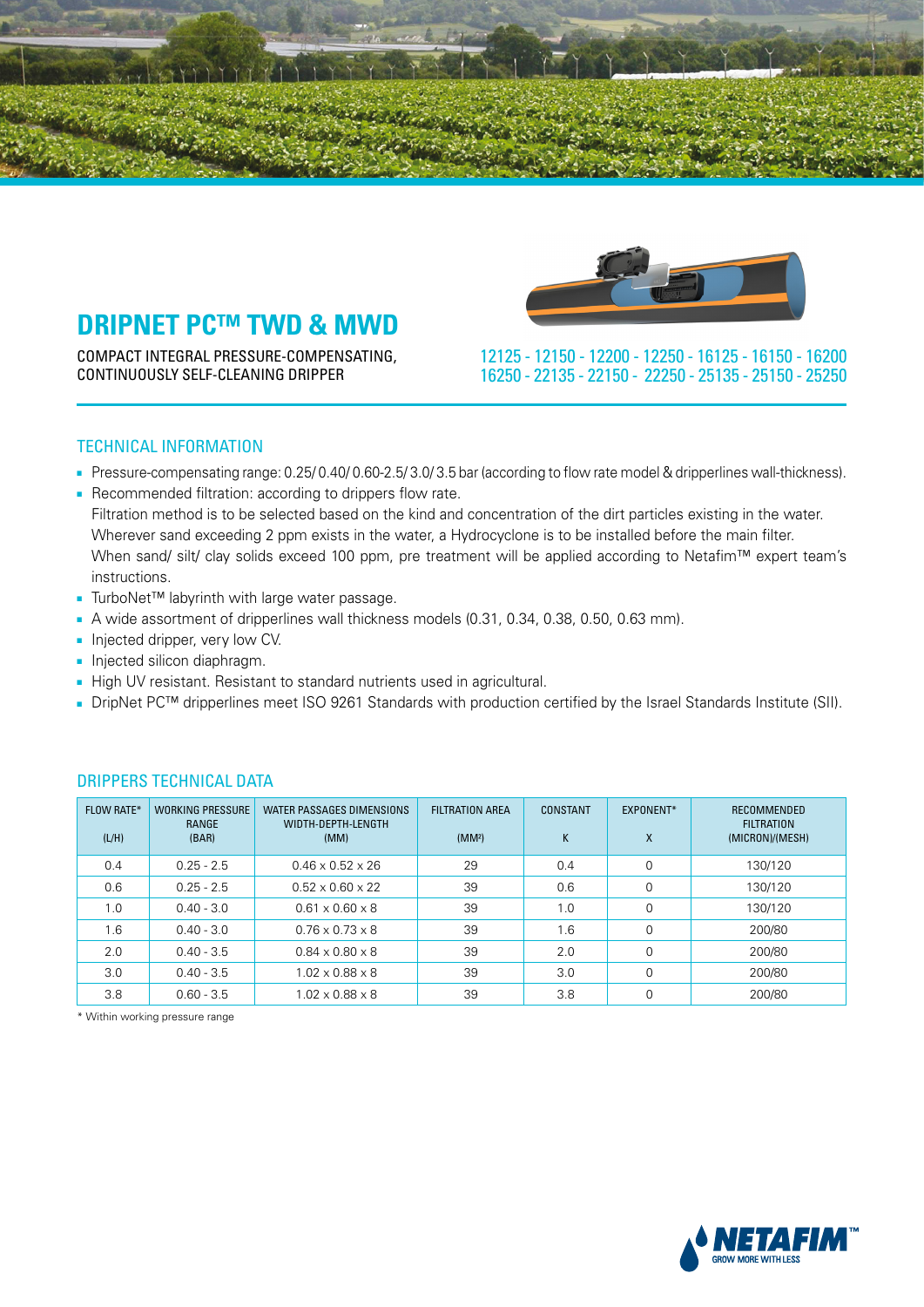# DRIPNET PC™ TWD & MWD

COMPACT INTEGRAL PRESSURE-COMPENSATING, CONTINUOUSLY SELF-CLEANING DRIPPER

12125 - 12150 - 12200 - 12250 - 16125 - 16150 - 16200
16250 - 22135 - 22150 - 22250 - 25135 - 25150 - 25250

## TECHNICAL INFORMATION

- Pressure-compensating range: 0.25/ 0.40/ 0.60-2.5/ 3.0/ 3.5 bar (according to flow rate model & dripperlines wall-thickness).
- Recommended filtration: according to drippers flow rate.
  Filtration method is to be selected based on the kind and concentration of the dirt particles existing in the water.
  Wherever sand exceeding 2 ppm exists in the water, a Hydrocyclone is to be installed before the main filter.
  When sand/ silt/ clay solids exceed 100 ppm, pre treatment will be applied according to Netafim™ expert team's instructions.
- TurboNet™ labyrinth with large water passage.
- A wide assortment of dripperlines wall thickness models (0.31, 0.34, 0.38, 0.50, 0.63 mm).
- Injected dripper, very low CV.
- Injected silicon diaphragm.
- High UV resistant. Resistant to standard nutrients used in agricultural.
- DripNet PC™ dripperlines meet ISO 9261 Standards with production certified by the Israel Standards Institute (SII).

## DRIPPERS TECHNICAL DATA

| FLOW RATE* (L/H) | WORKING PRESSURE RANGE (BAR) | WATER PASSAGES DIMENSIONS WIDTH-DEPTH-LENGTH (MM) | FILTRATION AREA ($MM^2$) | CONSTANT K | EXPONENT* X | RECOMMENDED FILTRATION (MICRON)/(MESH) |
|---|---|---|---|---|---|---|
| 0.4 | 0.25 - 2.5 | 0.46 x 0.52 x 26 | 29 | 0.4 | 0 | 130/120 |
| 0.6 | 0.25 - 2.5 | 0.52 x 0.60 x 22 | 39 | 0.6 | 0 | 130/120 |
| 1.0 | 0.40 - 3.0 | 0.61 x 0.60 x 8 | 39 | 1.0 | 0 | 130/120 |
| 1.6 | 0.40 - 3.0 | 0.76 x 0.73 x 8 | 39 | 1.6 | 0 | 200/80 |
| 2.0 | 0.40 - 3.5 | 0.84 x 0.80 x 8 | 39 | 2.0 | 0 | 200/80 |
| 3.0 | 0.40 - 3.5 | 1.02 x 0.88 x 8 | 39 | 3.0 | 0 | 200/80 |
| 3.8 | 0.60 - 3.5 | 1.02 x 0.88 x 8 | 39 | 3.8 | 0 | 200/80 |

\* Within working pressure range

NETAFIM™ GROW MORE WITH LESS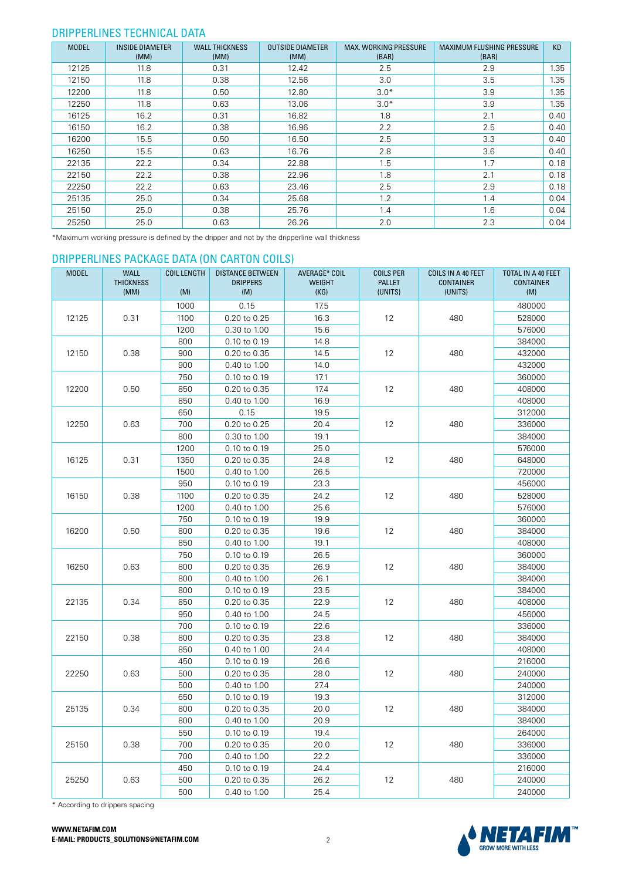## DRIPPERLINES TECHNICAL DATA

| MODEL | INSIDE DIAMETER (MM) | WALL THICKNESS (MM) | OUTSIDE DIAMETER (MM) | MAX. WORKING PRESSURE (BAR) | MAXIMUM FLUSHING PRESSURE (BAR) | KD |
|---|---|---|---|---|---|---|
| 12125 | 11.8 | 0.31 | 12.42 | 2.5 | 2.9 | 1.35 |
| 12150 | 11.8 | 0.38 | 12.56 | 3.0 | 3.5 | 1.35 |
| 12200 | 11.8 | 0.50 | 12.80 | 3.0* | 3.9 | 1.35 |
| 12250 | 11.8 | 0.63 | 13.06 | 3.0* | 3.9 | 1.35 |
| 16125 | 16.2 | 0.31 | 16.82 | 1.8 | 2.1 | 0.40 |
| 16150 | 16.2 | 0.38 | 16.96 | 2.2 | 2.5 | 0.40 |
| 16200 | 15.5 | 0.50 | 16.50 | 2.5 | 3.3 | 0.40 |
| 16250 | 15.5 | 0.63 | 16.76 | 2.8 | 3.6 | 0.40 |
| 22135 | 22.2 | 0.34 | 22.88 | 1.5 | 1.7 | 0.18 |
| 22150 | 22.2 | 0.38 | 22.96 | 1.8 | 2.1 | 0.18 |
| 22250 | 22.2 | 0.63 | 23.46 | 2.5 | 2.9 | 0.18 |
| 25135 | 25.0 | 0.34 | 25.68 | 1.2 | 1.4 | 0.04 |
| 25150 | 25.0 | 0.38 | 25.76 | 1.4 | 1.6 | 0.04 |
| 25250 | 25.0 | 0.63 | 26.26 | 2.0 | 2.3 | 0.04 |

*Maximum working pressure is defined by the dripper and not by the dripperline wall thickness

## DRIPPERLINES PACKAGE DATA (ON CARTON COILS)

| MODEL | WALL THICKNESS (MM) | COIL LENGTH (M) | DISTANCE BETWEEN DRIPPERS (M) | AVERAGE* COIL WEIGHT (KG) | COILS PER PALLET (UNITS) | COILS IN A 40 FEET CONTAINER (UNITS) | TOTAL IN A 40 FEET CONTAINER (M) |
|---|---|---|---|---|---|---|---|
| 12125 | 0.31 | 1000 | 0.15 | 17.5 | 12 | 480 | 480000 |
| | | 1100 | 0.20 to 0.25 | 16.3 | | | 528000 |
| | | 1200 | 0.30 to 1.00 | 15.6 | | | 576000 |
| 12150 | 0.38 | 800 | 0.10 to 0.19 | 14.8 | 12 | 480 | 384000 |
| | | 900 | 0.20 to 0.35 | 14.5 | | | 432000 |
| | | 900 | 0.40 to 1.00 | 14.0 | | | 432000 |
| 12200 | 0.50 | 750 | 0.10 to 0.19 | 17.1 | 12 | 480 | 360000 |
| | | 850 | 0.20 to 0.35 | 17.4 | | | 408000 |
| | | 850 | 0.40 to 1.00 | 16.9 | | | 408000 |
| 12250 | 0.63 | 650 | 0.15 | 19.5 | 12 | 480 | 312000 |
| | | 700 | 0.20 to 0.25 | 20.4 | | | 336000 |
| | | 800 | 0.30 to 1.00 | 19.1 | | | 384000 |
| 16125 | 0.31 | 1200 | 0.10 to 0.19 | 25.0 | 12 | 480 | 576000 |
| | | 1350 | 0.20 to 0.35 | 24.8 | | | 648000 |
| | | 1500 | 0.40 to 1.00 | 26.5 | | | 720000 |
| 16150 | 0.38 | 950 | 0.10 to 0.19 | 23.3 | 12 | 480 | 456000 |
| | | 1100 | 0.20 to 0.35 | 24.2 | | | 528000 |
| | | 1200 | 0.40 to 1.00 | 25.6 | | | 576000 |
| 16200 | 0.50 | 750 | 0.10 to 0.19 | 19.9 | 12 | 480 | 360000 |
| | | 800 | 0.20 to 0.35 | 19.6 | | | 384000 |
| | | 850 | 0.40 to 1.00 | 19.1 | | | 408000 |
| 16250 | 0.63 | 750 | 0.10 to 0.19 | 26.5 | 12 | 480 | 360000 |
| | | 800 | 0.20 to 0.35 | 26.9 | | | 384000 |
| | | 800 | 0.40 to 1.00 | 26.1 | | | 384000 |
| 22135 | 0.34 | 800 | 0.10 to 0.19 | 23.5 | 12 | 480 | 384000 |
| | | 850 | 0.20 to 0.35 | 22.9 | | | 408000 |
| | | 950 | 0.40 to 1.00 | 24.5 | | | 456000 |
| 22150 | 0.38 | 700 | 0.10 to 0.19 | 22.6 | 12 | 480 | 336000 |
| | | 800 | 0.20 to 0.35 | 23.8 | | | 384000 |
| | | 850 | 0.40 to 1.00 | 24.4 | | | 408000 |
| 22250 | 0.63 | 450 | 0.10 to 0.19 | 26.6 | 12 | 480 | 216000 |
| | | 500 | 0.20 to 0.35 | 28.0 | | | 240000 |
| | | 500 | 0.40 to 1.00 | 27.4 | | | 240000 |
| 25135 | 0.34 | 650 | 0.10 to 0.19 | 19.3 | 12 | 480 | 312000 |
| | | 800 | 0.20 to 0.35 | 20.0 | | | 384000 |
| | | 800 | 0.40 to 1.00 | 20.9 | | | 384000 |
| 25150 | 0.38 | 550 | 0.10 to 0.19 | 19.4 | 12 | 480 | 264000 |
| | | 700 | 0.20 to 0.35 | 20.0 | | | 336000 |
| | | 700 | 0.40 to 1.00 | 22.2 | | | 336000 |
| 25250 | 0.63 | 450 | 0.10 to 0.19 | 24.4 | 12 | 480 | 216000 |
| | | 500 | 0.20 to 0.35 | 26.2 | | | 240000 |
| | | 500 | 0.40 to 1.00 | 25.4 | | | 240000 |

* According to drippers spacing

**WWW.NETAFIM.COM**
**E-MAIL: PRODUCTS_SOLUTIONS@NETAFIM.COM**

NETAFIM™ GROW MORE WITH LESS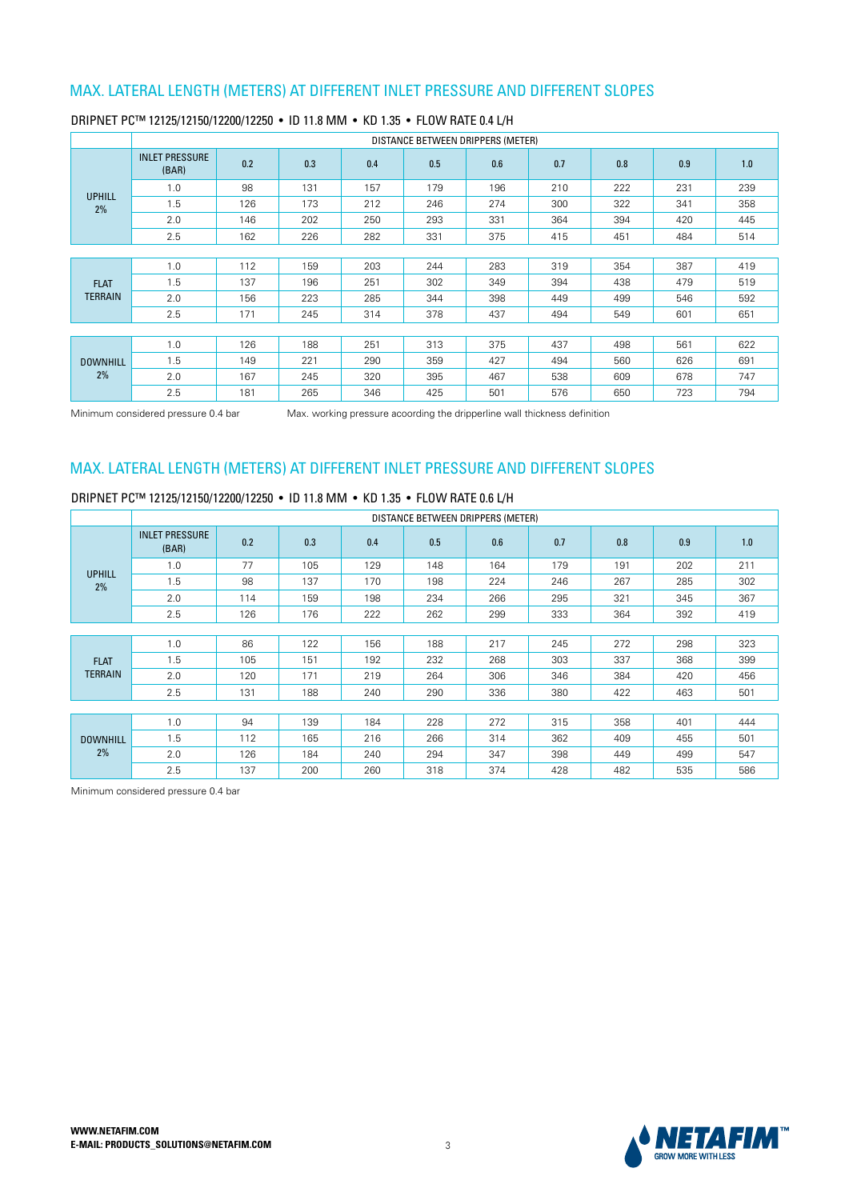## MAX. LATERAL LENGTH (METERS) AT DIFFERENT INLET PRESSURE AND DIFFERENT SLOPES

### DRIPNET PC™ 12125/12150/12200/12250 • ID 11.8 MM • KD 1.35 • FLOW RATE 0.4 L/H

| | DISTANCE BETWEEN DRIPPERS (METER) | | | | | | | | | |
|---|---|---|---|---|---|---|---|---|---|---|
| | INLET PRESSURE (BAR) | 0.2 | 0.3 | 0.4 | 0.5 | 0.6 | 0.7 | 0.8 | 0.9 | 1.0 |
| UPHILL 2% | 1.0 | 98 | 131 | 157 | 179 | 196 | 210 | 222 | 231 | 239 |
| | 1.5 | 126 | 173 | 212 | 246 | 274 | 300 | 322 | 341 | 358 |
| | 2.0 | 146 | 202 | 250 | 293 | 331 | 364 | 394 | 420 | 445 |
| | 2.5 | 162 | 226 | 282 | 331 | 375 | 415 | 451 | 484 | 514 |
| FLAT TERRAIN | 1.0 | 112 | 159 | 203 | 244 | 283 | 319 | 354 | 387 | 419 |
| | 1.5 | 137 | 196 | 251 | 302 | 349 | 394 | 438 | 479 | 519 |
| | 2.0 | 156 | 223 | 285 | 344 | 398 | 449 | 499 | 546 | 592 |
| | 2.5 | 171 | 245 | 314 | 378 | 437 | 494 | 549 | 601 | 651 |
| DOWNHILL 2% | 1.0 | 126 | 188 | 251 | 313 | 375 | 437 | 498 | 561 | 622 |
| | 1.5 | 149 | 221 | 290 | 359 | 427 | 494 | 560 | 626 | 691 |
| | 2.0 | 167 | 245 | 320 | 395 | 467 | 538 | 609 | 678 | 747 |
| | 2.5 | 181 | 265 | 346 | 425 | 501 | 576 | 650 | 723 | 794 |

Minimum considered pressure 0.4 bar     Max. working pressure acoording the dripperline wall thickness definition

## MAX. LATERAL LENGTH (METERS) AT DIFFERENT INLET PRESSURE AND DIFFERENT SLOPES

### DRIPNET PC™ 12125/12150/12200/12250 • ID 11.8 MM • KD 1.35 • FLOW RATE 0.6 L/H

| | DISTANCE BETWEEN DRIPPERS (METER) | | | | | | | | | |
|---|---|---|---|---|---|---|---|---|---|---|
| | INLET PRESSURE (BAR) | 0.2 | 0.3 | 0.4 | 0.5 | 0.6 | 0.7 | 0.8 | 0.9 | 1.0 |
| UPHILL 2% | 1.0 | 77 | 105 | 129 | 148 | 164 | 179 | 191 | 202 | 211 |
| | 1.5 | 98 | 137 | 170 | 198 | 224 | 246 | 267 | 285 | 302 |
| | 2.0 | 114 | 159 | 198 | 234 | 266 | 295 | 321 | 345 | 367 |
| | 2.5 | 126 | 176 | 222 | 262 | 299 | 333 | 364 | 392 | 419 |
| FLAT TERRAIN | 1.0 | 86 | 122 | 156 | 188 | 217 | 245 | 272 | 298 | 323 |
| | 1.5 | 105 | 151 | 192 | 232 | 268 | 303 | 337 | 368 | 399 |
| | 2.0 | 120 | 171 | 219 | 264 | 306 | 346 | 384 | 420 | 456 |
| | 2.5 | 131 | 188 | 240 | 290 | 336 | 380 | 422 | 463 | 501 |
| DOWNHILL 2% | 1.0 | 94 | 139 | 184 | 228 | 272 | 315 | 358 | 401 | 444 |
| | 1.5 | 112 | 165 | 216 | 266 | 314 | 362 | 409 | 455 | 501 |
| | 2.0 | 126 | 184 | 240 | 294 | 347 | 398 | 449 | 499 | 547 |
| | 2.5 | 137 | 200 | 260 | 318 | 374 | 428 | 482 | 535 | 586 |

Minimum considered pressure 0.4 bar

**WWW.NETAFIM.COM**
**E-MAIL: PRODUCTS_SOLUTIONS@NETAFIM.COM**

NETAFIM™ GROW MORE WITH LESS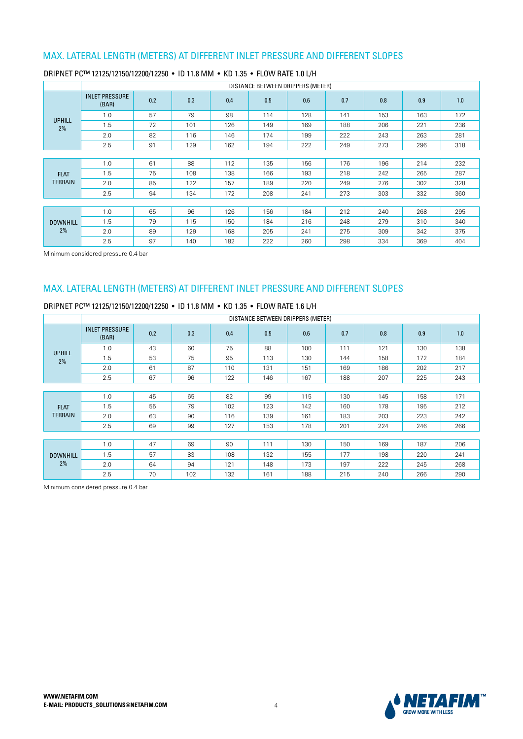## MAX. LATERAL LENGTH (METERS) AT DIFFERENT INLET PRESSURE AND DIFFERENT SLOPES

### DRIPNET PC™ 12125/12150/12200/12250 • ID 11.8 MM • KD 1.35 • FLOW RATE 1.0 L/H

| | DISTANCE BETWEEN DRIPPERS (METER) | | | | | | | | | |
|---|---|---|---|---|---|---|---|---|---|---|
| | INLET PRESSURE (BAR) | 0.2 | 0.3 | 0.4 | 0.5 | 0.6 | 0.7 | 0.8 | 0.9 | 1.0 |
| UPHILL 2% | 1.0 | 57 | 79 | 98 | 114 | 128 | 141 | 153 | 163 | 172 |
| | 1.5 | 72 | 101 | 126 | 149 | 169 | 188 | 206 | 221 | 236 |
| | 2.0 | 82 | 116 | 146 | 174 | 199 | 222 | 243 | 263 | 281 |
| | 2.5 | 91 | 129 | 162 | 194 | 222 | 249 | 273 | 296 | 318 |
| FLAT TERRAIN | 1.0 | 61 | 88 | 112 | 135 | 156 | 176 | 196 | 214 | 232 |
| | 1.5 | 75 | 108 | 138 | 166 | 193 | 218 | 242 | 265 | 287 |
| | 2.0 | 85 | 122 | 157 | 189 | 220 | 249 | 276 | 302 | 328 |
| | 2.5 | 94 | 134 | 172 | 208 | 241 | 273 | 303 | 332 | 360 |
| DOWNHILL 2% | 1.0 | 65 | 96 | 126 | 156 | 184 | 212 | 240 | 268 | 295 |
| | 1.5 | 79 | 115 | 150 | 184 | 216 | 248 | 279 | 310 | 340 |
| | 2.0 | 89 | 129 | 168 | 205 | 241 | 275 | 309 | 342 | 375 |
| | 2.5 | 97 | 140 | 182 | 222 | 260 | 298 | 334 | 369 | 404 |

Minimum considered pressure 0.4 bar

## MAX. LATERAL LENGTH (METERS) AT DIFFERENT INLET PRESSURE AND DIFFERENT SLOPES

### DRIPNET PC™ 12125/12150/12200/12250 • ID 11.8 MM • KD 1.35 • FLOW RATE 1.6 L/H

| | DISTANCE BETWEEN DRIPPERS (METER) | | | | | | | | | |
|---|---|---|---|---|---|---|---|---|---|---|
| | INLET PRESSURE (BAR) | 0.2 | 0.3 | 0.4 | 0.5 | 0.6 | 0.7 | 0.8 | 0.9 | 1.0 |
| UPHILL 2% | 1.0 | 43 | 60 | 75 | 88 | 100 | 111 | 121 | 130 | 138 |
| | 1.5 | 53 | 75 | 95 | 113 | 130 | 144 | 158 | 172 | 184 |
| | 2.0 | 61 | 87 | 110 | 131 | 151 | 169 | 186 | 202 | 217 |
| | 2.5 | 67 | 96 | 122 | 146 | 167 | 188 | 207 | 225 | 243 |
| FLAT TERRAIN | 1.0 | 45 | 65 | 82 | 99 | 115 | 130 | 145 | 158 | 171 |
| | 1.5 | 55 | 79 | 102 | 123 | 142 | 160 | 178 | 195 | 212 |
| | 2.0 | 63 | 90 | 116 | 139 | 161 | 183 | 203 | 223 | 242 |
| | 2.5 | 69 | 99 | 127 | 153 | 178 | 201 | 224 | 246 | 266 |
| DOWNHILL 2% | 1.0 | 47 | 69 | 90 | 111 | 130 | 150 | 169 | 187 | 206 |
| | 1.5 | 57 | 83 | 108 | 132 | 155 | 177 | 198 | 220 | 241 |
| | 2.0 | 64 | 94 | 121 | 148 | 173 | 197 | 222 | 245 | 268 |
| | 2.5 | 70 | 102 | 132 | 161 | 188 | 215 | 240 | 266 | 290 |

Minimum considered pressure 0.4 bar

**WWW.NETAFIM.COM**
**E-MAIL: PRODUCTS_SOLUTIONS@NETAFIM.COM**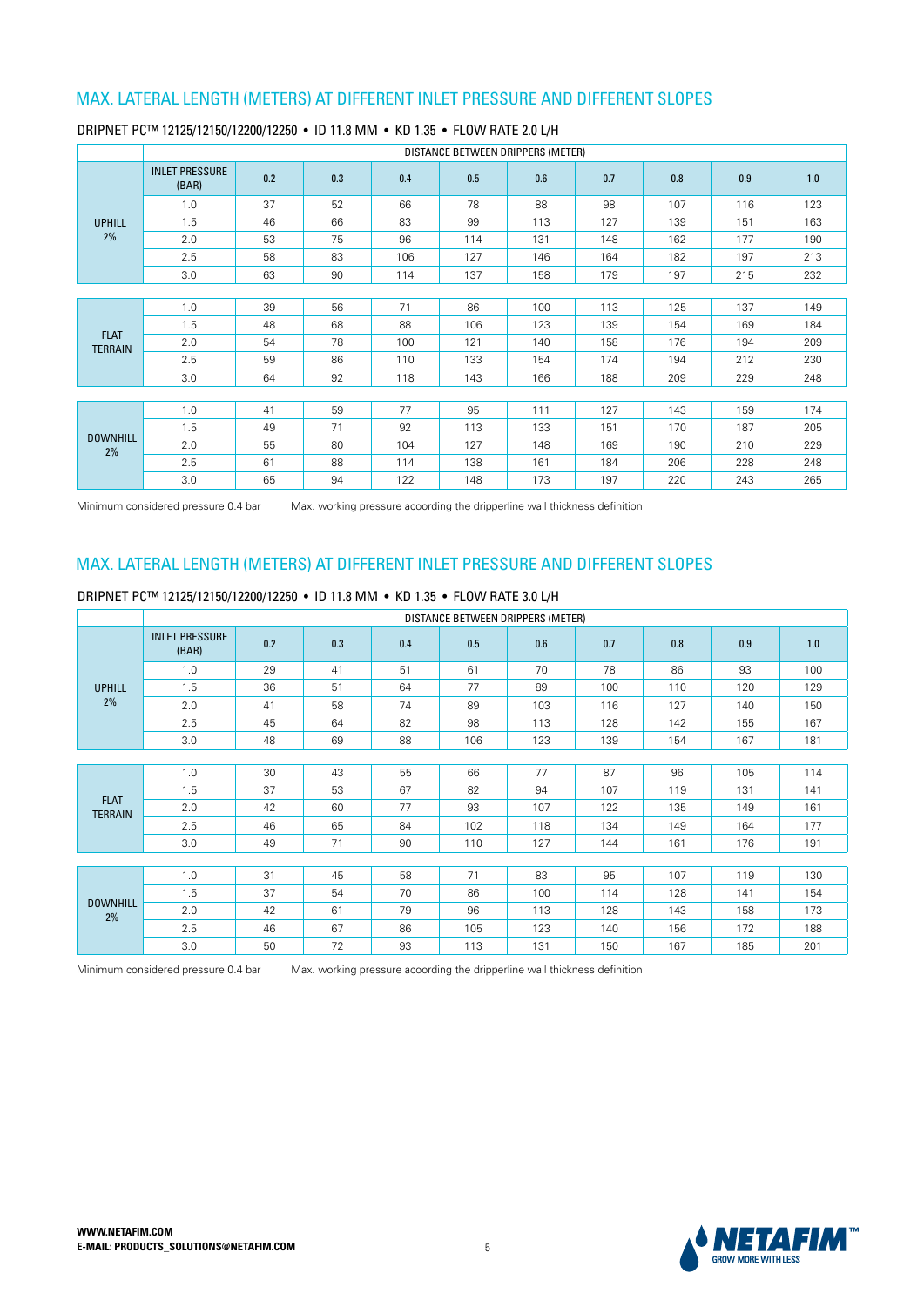## MAX. LATERAL LENGTH (METERS) AT DIFFERENT INLET PRESSURE AND DIFFERENT SLOPES

### DRIPNET PC™ 12125/12150/12200/12250 • ID 11.8 MM • KD 1.35 • FLOW RATE 2.0 L/H

| | DISTANCE BETWEEN DRIPPERS (METER) | | | | | | | | | |
|---|---|---|---|---|---|---|---|---|---|---|
| | INLET PRESSURE (BAR) | 0.2 | 0.3 | 0.4 | 0.5 | 0.6 | 0.7 | 0.8 | 0.9 | 1.0 |
| UPHILL 2% | 1.0 | 37 | 52 | 66 | 78 | 88 | 98 | 107 | 116 | 123 |
| | 1.5 | 46 | 66 | 83 | 99 | 113 | 127 | 139 | 151 | 163 |
| | 2.0 | 53 | 75 | 96 | 114 | 131 | 148 | 162 | 177 | 190 |
| | 2.5 | 58 | 83 | 106 | 127 | 146 | 164 | 182 | 197 | 213 |
| | 3.0 | 63 | 90 | 114 | 137 | 158 | 179 | 197 | 215 | 232 |
| FLAT TERRAIN | 1.0 | 39 | 56 | 71 | 86 | 100 | 113 | 125 | 137 | 149 |
| | 1.5 | 48 | 68 | 88 | 106 | 123 | 139 | 154 | 169 | 184 |
| | 2.0 | 54 | 78 | 100 | 121 | 140 | 158 | 176 | 194 | 209 |
| | 2.5 | 59 | 86 | 110 | 133 | 154 | 174 | 194 | 212 | 230 |
| | 3.0 | 64 | 92 | 118 | 143 | 166 | 188 | 209 | 229 | 248 |
| DOWNHILL 2% | 1.0 | 41 | 59 | 77 | 95 | 111 | 127 | 143 | 159 | 174 |
| | 1.5 | 49 | 71 | 92 | 113 | 133 | 151 | 170 | 187 | 205 |
| | 2.0 | 55 | 80 | 104 | 127 | 148 | 169 | 190 | 210 | 229 |
| | 2.5 | 61 | 88 | 114 | 138 | 161 | 184 | 206 | 228 | 248 |
| | 3.0 | 65 | 94 | 122 | 148 | 173 | 197 | 220 | 243 | 265 |

Minimum considered pressure 0.4 bar    Max. working pressure acoording the dripperline wall thickness definition

## MAX. LATERAL LENGTH (METERS) AT DIFFERENT INLET PRESSURE AND DIFFERENT SLOPES

### DRIPNET PC™ 12125/12150/12200/12250 • ID 11.8 MM • KD 1.35 • FLOW RATE 3.0 L/H

| | DISTANCE BETWEEN DRIPPERS (METER) | | | | | | | | | |
|---|---|---|---|---|---|---|---|---|---|---|
| | INLET PRESSURE (BAR) | 0.2 | 0.3 | 0.4 | 0.5 | 0.6 | 0.7 | 0.8 | 0.9 | 1.0 |
| UPHILL 2% | 1.0 | 29 | 41 | 51 | 61 | 70 | 78 | 86 | 93 | 100 |
| | 1.5 | 36 | 51 | 64 | 77 | 89 | 100 | 110 | 120 | 129 |
| | 2.0 | 41 | 58 | 74 | 89 | 103 | 116 | 127 | 140 | 150 |
| | 2.5 | 45 | 64 | 82 | 98 | 113 | 128 | 142 | 155 | 167 |
| | 3.0 | 48 | 69 | 88 | 106 | 123 | 139 | 154 | 167 | 181 |
| FLAT TERRAIN | 1.0 | 30 | 43 | 55 | 66 | 77 | 87 | 96 | 105 | 114 |
| | 1.5 | 37 | 53 | 67 | 82 | 94 | 107 | 119 | 131 | 141 |
| | 2.0 | 42 | 60 | 77 | 93 | 107 | 122 | 135 | 149 | 161 |
| | 2.5 | 46 | 65 | 84 | 102 | 118 | 134 | 149 | 164 | 177 |
| | 3.0 | 49 | 71 | 90 | 110 | 127 | 144 | 161 | 176 | 191 |
| DOWNHILL 2% | 1.0 | 31 | 45 | 58 | 71 | 83 | 95 | 107 | 119 | 130 |
| | 1.5 | 37 | 54 | 70 | 86 | 100 | 114 | 128 | 141 | 154 |
| | 2.0 | 42 | 61 | 79 | 96 | 113 | 128 | 143 | 158 | 173 |
| | 2.5 | 46 | 67 | 86 | 105 | 123 | 140 | 156 | 172 | 188 |
| | 3.0 | 50 | 72 | 93 | 113 | 131 | 150 | 167 | 185 | 201 |

Minimum considered pressure 0.4 bar    Max. working pressure acoording the dripperline wall thickness definition

**WWW.NETAFIM.COM**
**E-MAIL: PRODUCTS_SOLUTIONS@NETAFIM.COM**

NETAFIM™ GROW MORE WITH LESS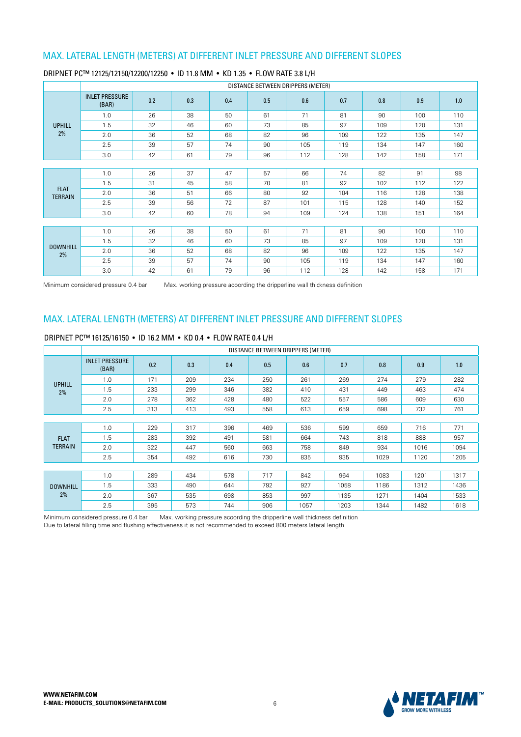## MAX. LATERAL LENGTH (METERS) AT DIFFERENT INLET PRESSURE AND DIFFERENT SLOPES

### DRIPNET PC™ 12125/12150/12200/12250 • ID 11.8 MM • KD 1.35 • FLOW RATE 3.8 L/H

| | DISTANCE BETWEEN DRIPPERS (METER) | | | | | | | | | |
|---|---|---|---|---|---|---|---|---|---|---|
| | INLET PRESSURE (BAR) | 0.2 | 0.3 | 0.4 | 0.5 | 0.6 | 0.7 | 0.8 | 0.9 | 1.0 |
| UPHILL 2% | 1.0 | 26 | 38 | 50 | 61 | 71 | 81 | 90 | 100 | 110 |
| | 1.5 | 32 | 46 | 60 | 73 | 85 | 97 | 109 | 120 | 131 |
| | 2.0 | 36 | 52 | 68 | 82 | 96 | 109 | 122 | 135 | 147 |
| | 2.5 | 39 | 57 | 74 | 90 | 105 | 119 | 134 | 147 | 160 |
| | 3.0 | 42 | 61 | 79 | 96 | 112 | 128 | 142 | 158 | 171 |
| FLAT TERRAIN | 1.0 | 26 | 37 | 47 | 57 | 66 | 74 | 82 | 91 | 98 |
| | 1.5 | 31 | 45 | 58 | 70 | 81 | 92 | 102 | 112 | 122 |
| | 2.0 | 36 | 51 | 66 | 80 | 92 | 104 | 116 | 128 | 138 |
| | 2.5 | 39 | 56 | 72 | 87 | 101 | 115 | 128 | 140 | 152 |
| | 3.0 | 42 | 60 | 78 | 94 | 109 | 124 | 138 | 151 | 164 |
| DOWNHILL 2% | 1.0 | 26 | 38 | 50 | 61 | 71 | 81 | 90 | 100 | 110 |
| | 1.5 | 32 | 46 | 60 | 73 | 85 | 97 | 109 | 120 | 131 |
| | 2.0 | 36 | 52 | 68 | 82 | 96 | 109 | 122 | 135 | 147 |
| | 2.5 | 39 | 57 | 74 | 90 | 105 | 119 | 134 | 147 | 160 |
| | 3.0 | 42 | 61 | 79 | 96 | 112 | 128 | 142 | 158 | 171 |

Minimum considered pressure 0.4 bar Max. working pressure acoording the dripperline wall thickness definition

## MAX. LATERAL LENGTH (METERS) AT DIFFERENT INLET PRESSURE AND DIFFERENT SLOPES

### DRIPNET PC™ 16125/16150 • ID 16.2 MM • KD 0.4 • FLOW RATE 0.4 L/H

| | DISTANCE BETWEEN DRIPPERS (METER) | | | | | | | | | |
|---|---|---|---|---|---|---|---|---|---|---|
| | INLET PRESSURE (BAR) | 0.2 | 0.3 | 0.4 | 0.5 | 0.6 | 0.7 | 0.8 | 0.9 | 1.0 |
| UPHILL 2% | 1.0 | 171 | 209 | 234 | 250 | 261 | 269 | 274 | 279 | 282 |
| | 1.5 | 233 | 299 | 346 | 382 | 410 | 431 | 449 | 463 | 474 |
| | 2.0 | 278 | 362 | 428 | 480 | 522 | 557 | 586 | 609 | 630 |
| | 2.5 | 313 | 413 | 493 | 558 | 613 | 659 | 698 | 732 | 761 |
| FLAT TERRAIN | 1.0 | 229 | 317 | 396 | 469 | 536 | 599 | 659 | 716 | 771 |
| | 1.5 | 283 | 392 | 491 | 581 | 664 | 743 | 818 | 888 | 957 |
| | 2.0 | 322 | 447 | 560 | 663 | 758 | 849 | 934 | 1016 | 1094 |
| | 2.5 | 354 | 492 | 616 | 730 | 835 | 935 | 1029 | 1120 | 1205 |
| DOWNHILL 2% | 1.0 | 289 | 434 | 578 | 717 | 842 | 964 | 1083 | 1201 | 1317 |
| | 1.5 | 333 | 490 | 644 | 792 | 927 | 1058 | 1186 | 1312 | 1436 |
| | 2.0 | 367 | 535 | 698 | 853 | 997 | 1135 | 1271 | 1404 | 1533 |
| | 2.5 | 395 | 573 | 744 | 906 | 1057 | 1203 | 1344 | 1482 | 1618 |

Minimum considered pressure 0.4 bar Max. working pressure acoording the dripperline wall thickness definition
Due to lateral filling time and flushing effectiveness it is not recommended to exceed 800 meters lateral length

**WWW.NETAFIM.COM**
**E-MAIL: PRODUCTS_SOLUTIONS@NETAFIM.COM**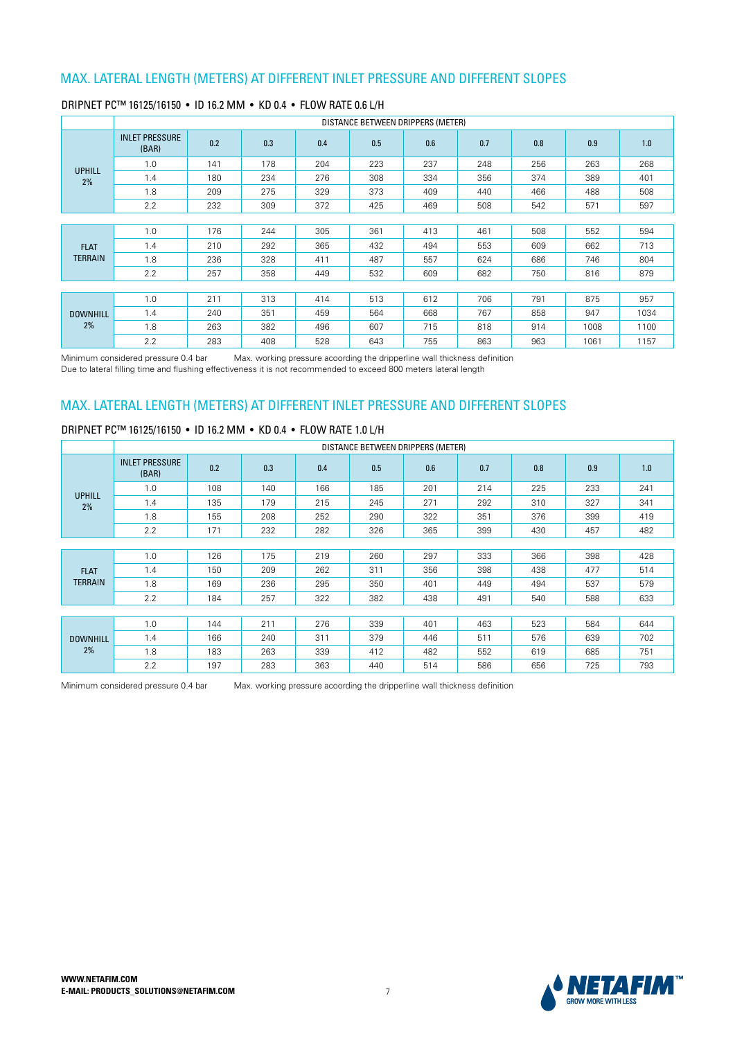## MAX. LATERAL LENGTH (METERS) AT DIFFERENT INLET PRESSURE AND DIFFERENT SLOPES

### DRIPNET PC™ 16125/16150 • ID 16.2 MM • KD 0.4 • FLOW RATE 0.6 L/H

| | DISTANCE BETWEEN DRIPPERS (METER) | | | | | | | | | |
|---|---|---|---|---|---|---|---|---|---|---|
| | INLET PRESSURE (BAR) | 0.2 | 0.3 | 0.4 | 0.5 | 0.6 | 0.7 | 0.8 | 0.9 | 1.0 |
| UPHILL 2% | 1.0 | 141 | 178 | 204 | 223 | 237 | 248 | 256 | 263 | 268 |
| | 1.4 | 180 | 234 | 276 | 308 | 334 | 356 | 374 | 389 | 401 |
| | 1.8 | 209 | 275 | 329 | 373 | 409 | 440 | 466 | 488 | 508 |
| | 2.2 | 232 | 309 | 372 | 425 | 469 | 508 | 542 | 571 | 597 |
| FLAT TERRAIN | 1.0 | 176 | 244 | 305 | 361 | 413 | 461 | 508 | 552 | 594 |
| | 1.4 | 210 | 292 | 365 | 432 | 494 | 553 | 609 | 662 | 713 |
| | 1.8 | 236 | 328 | 411 | 487 | 557 | 624 | 686 | 746 | 804 |
| | 2.2 | 257 | 358 | 449 | 532 | 609 | 682 | 750 | 816 | 879 |
| DOWNHILL 2% | 1.0 | 211 | 313 | 414 | 513 | 612 | 706 | 791 | 875 | 957 |
| | 1.4 | 240 | 351 | 459 | 564 | 668 | 767 | 858 | 947 | 1034 |
| | 1.8 | 263 | 382 | 496 | 607 | 715 | 818 | 914 | 1008 | 1100 |
| | 2.2 | 283 | 408 | 528 | 643 | 755 | 863 | 963 | 1061 | 1157 |

Minimum considered pressure 0.4 bar  Max. working pressure acoording the dripperline wall thickness definition
Due to lateral filling time and flushing effectiveness it is not recommended to exceed 800 meters lateral length

## MAX. LATERAL LENGTH (METERS) AT DIFFERENT INLET PRESSURE AND DIFFERENT SLOPES

### DRIPNET PC™ 16125/16150 • ID 16.2 MM • KD 0.4 • FLOW RATE 1.0 L/H

| | DISTANCE BETWEEN DRIPPERS (METER) | | | | | | | | | |
|---|---|---|---|---|---|---|---|---|---|---|
| | INLET PRESSURE (BAR) | 0.2 | 0.3 | 0.4 | 0.5 | 0.6 | 0.7 | 0.8 | 0.9 | 1.0 |
| UPHILL 2% | 1.0 | 108 | 140 | 166 | 185 | 201 | 214 | 225 | 233 | 241 |
| | 1.4 | 135 | 179 | 215 | 245 | 271 | 292 | 310 | 327 | 341 |
| | 1.8 | 155 | 208 | 252 | 290 | 322 | 351 | 376 | 399 | 419 |
| | 2.2 | 171 | 232 | 282 | 326 | 365 | 399 | 430 | 457 | 482 |
| FLAT TERRAIN | 1.0 | 126 | 175 | 219 | 260 | 297 | 333 | 366 | 398 | 428 |
| | 1.4 | 150 | 209 | 262 | 311 | 356 | 398 | 438 | 477 | 514 |
| | 1.8 | 169 | 236 | 295 | 350 | 401 | 449 | 494 | 537 | 579 |
| | 2.2 | 184 | 257 | 322 | 382 | 438 | 491 | 540 | 588 | 633 |
| DOWNHILL 2% | 1.0 | 144 | 211 | 276 | 339 | 401 | 463 | 523 | 584 | 644 |
| | 1.4 | 166 | 240 | 311 | 379 | 446 | 511 | 576 | 639 | 702 |
| | 1.8 | 183 | 263 | 339 | 412 | 482 | 552 | 619 | 685 | 751 |
| | 2.2 | 197 | 283 | 363 | 440 | 514 | 586 | 656 | 725 | 793 |

Minimum considered pressure 0.4 bar  Max. working pressure acoording the dripperline wall thickness definition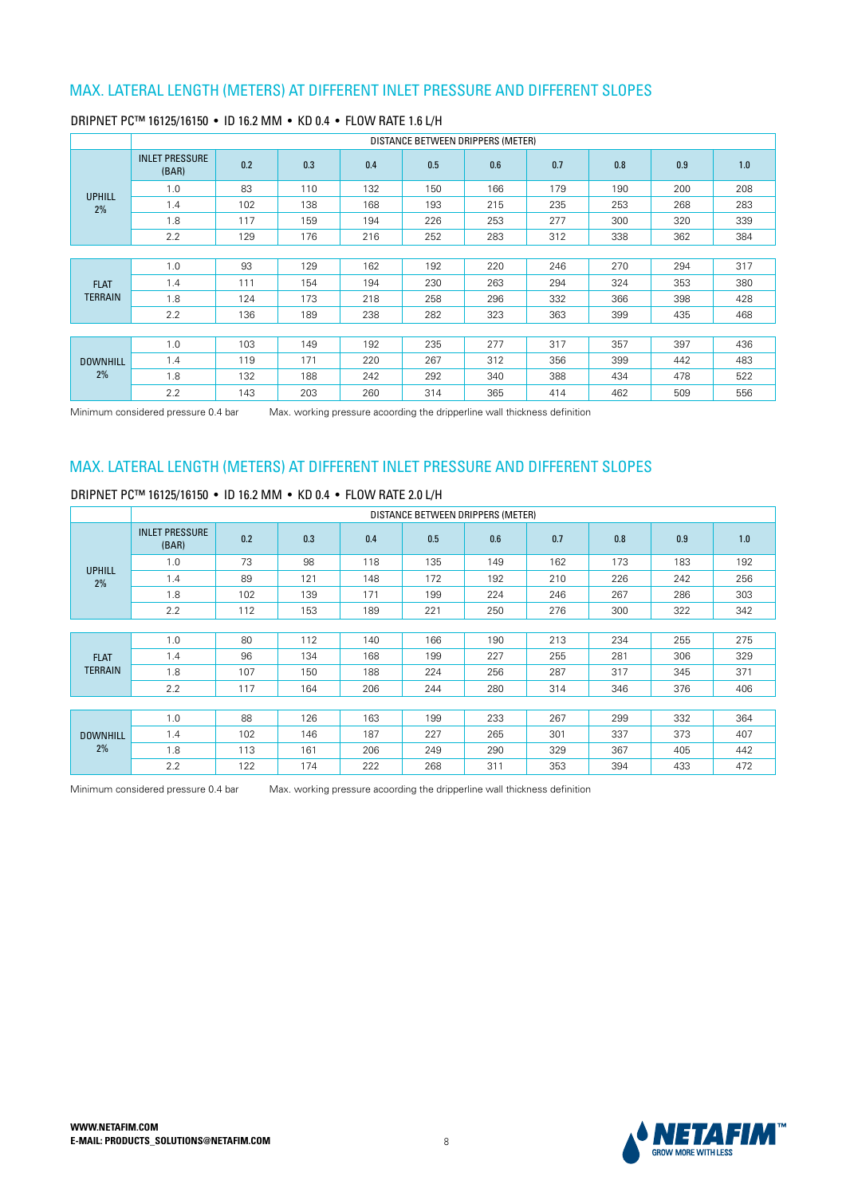## MAX. LATERAL LENGTH (METERS) AT DIFFERENT INLET PRESSURE AND DIFFERENT SLOPES

DRIPNET PC™ 16125/16150 • ID 16.2 MM • KD 0.4 • FLOW RATE 1.6 L/H

| | DISTANCE BETWEEN DRIPPERS (METER) | | | | | | | | | |
|---|---|---|---|---|---|---|---|---|---|---|
| | INLET PRESSURE (BAR) | 0.2 | 0.3 | 0.4 | 0.5 | 0.6 | 0.7 | 0.8 | 0.9 | 1.0 |
| UPHILL 2% | 1.0 | 83 | 110 | 132 | 150 | 166 | 179 | 190 | 200 | 208 |
| | 1.4 | 102 | 138 | 168 | 193 | 215 | 235 | 253 | 268 | 283 |
| | 1.8 | 117 | 159 | 194 | 226 | 253 | 277 | 300 | 320 | 339 |
| | 2.2 | 129 | 176 | 216 | 252 | 283 | 312 | 338 | 362 | 384 |
| FLAT TERRAIN | 1.0 | 93 | 129 | 162 | 192 | 220 | 246 | 270 | 294 | 317 |
| | 1.4 | 111 | 154 | 194 | 230 | 263 | 294 | 324 | 353 | 380 |
| | 1.8 | 124 | 173 | 218 | 258 | 296 | 332 | 366 | 398 | 428 |
| | 2.2 | 136 | 189 | 238 | 282 | 323 | 363 | 399 | 435 | 468 |
| DOWNHILL 2% | 1.0 | 103 | 149 | 192 | 235 | 277 | 317 | 357 | 397 | 436 |
| | 1.4 | 119 | 171 | 220 | 267 | 312 | 356 | 399 | 442 | 483 |
| | 1.8 | 132 | 188 | 242 | 292 | 340 | 388 | 434 | 478 | 522 |
| | 2.2 | 143 | 203 | 260 | 314 | 365 | 414 | 462 | 509 | 556 |

Minimum considered pressure 0.4 bar    Max. working pressure acoording the dripperline wall thickness definition

## MAX. LATERAL LENGTH (METERS) AT DIFFERENT INLET PRESSURE AND DIFFERENT SLOPES

DRIPNET PC™ 16125/16150 • ID 16.2 MM • KD 0.4 • FLOW RATE 2.0 L/H

| | DISTANCE BETWEEN DRIPPERS (METER) | | | | | | | | | |
|---|---|---|---|---|---|---|---|---|---|---|
| | INLET PRESSURE (BAR) | 0.2 | 0.3 | 0.4 | 0.5 | 0.6 | 0.7 | 0.8 | 0.9 | 1.0 |
| UPHILL 2% | 1.0 | 73 | 98 | 118 | 135 | 149 | 162 | 173 | 183 | 192 |
| | 1.4 | 89 | 121 | 148 | 172 | 192 | 210 | 226 | 242 | 256 |
| | 1.8 | 102 | 139 | 171 | 199 | 224 | 246 | 267 | 286 | 303 |
| | 2.2 | 112 | 153 | 189 | 221 | 250 | 276 | 300 | 322 | 342 |
| FLAT TERRAIN | 1.0 | 80 | 112 | 140 | 166 | 190 | 213 | 234 | 255 | 275 |
| | 1.4 | 96 | 134 | 168 | 199 | 227 | 255 | 281 | 306 | 329 |
| | 1.8 | 107 | 150 | 188 | 224 | 256 | 287 | 317 | 345 | 371 |
| | 2.2 | 117 | 164 | 206 | 244 | 280 | 314 | 346 | 376 | 406 |
| DOWNHILL 2% | 1.0 | 88 | 126 | 163 | 199 | 233 | 267 | 299 | 332 | 364 |
| | 1.4 | 102 | 146 | 187 | 227 | 265 | 301 | 337 | 373 | 407 |
| | 1.8 | 113 | 161 | 206 | 249 | 290 | 329 | 367 | 405 | 442 |
| | 2.2 | 122 | 174 | 222 | 268 | 311 | 353 | 394 | 433 | 472 |

Minimum considered pressure 0.4 bar    Max. working pressure acoording the dripperline wall thickness definition

**WWW.NETAFIM.COM**
**E-MAIL: PRODUCTS_SOLUTIONS@NETAFIM.COM**

NETAFIM™ GROW MORE WITH LESS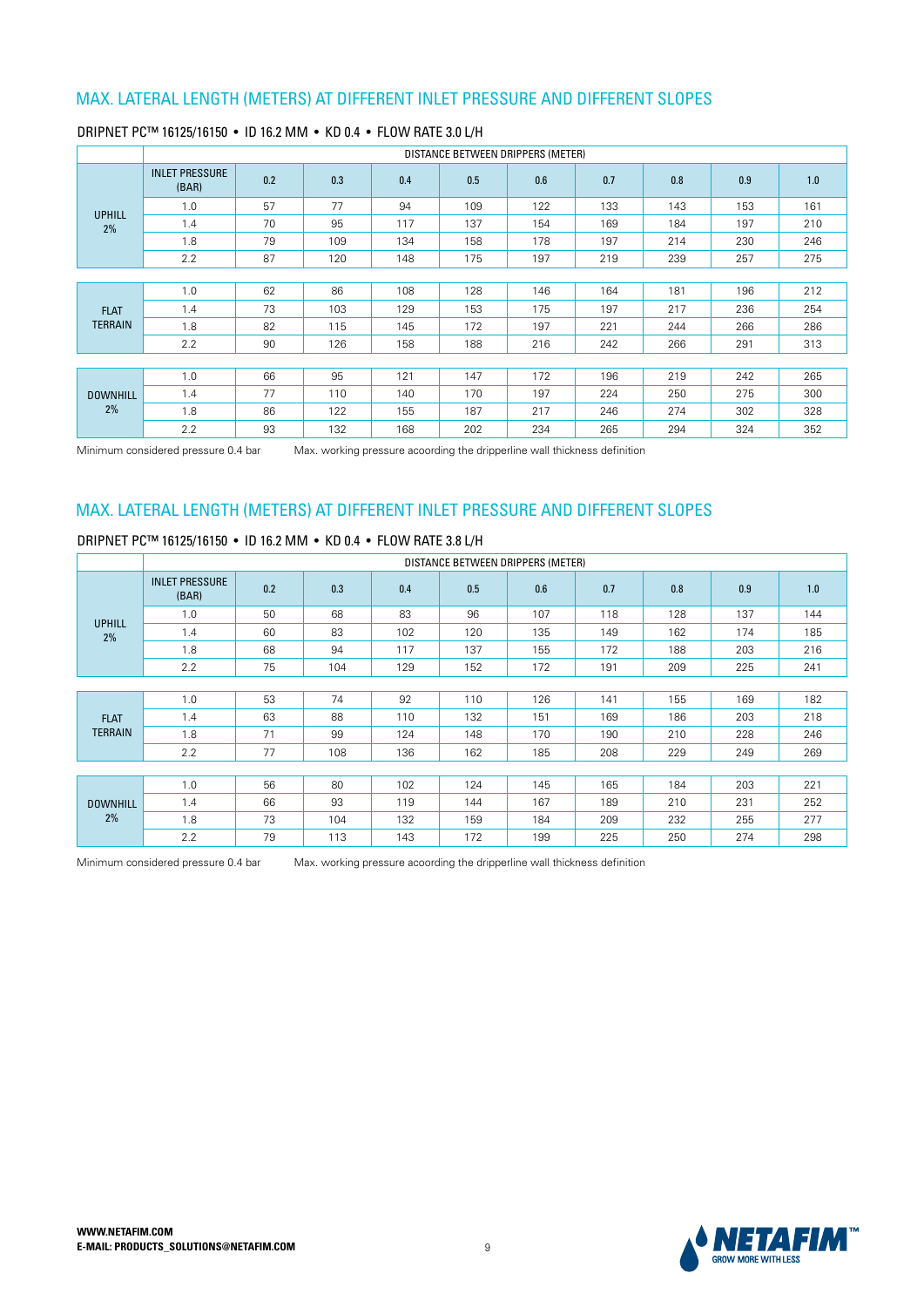## MAX. LATERAL LENGTH (METERS) AT DIFFERENT INLET PRESSURE AND DIFFERENT SLOPES

DRIPNET PC™ 16125/16150 • ID 16.2 MM • KD 0.4 • FLOW RATE 3.0 L/H

| | DISTANCE BETWEEN DRIPPERS (METER) | | | | | | | | | |
|---|---|---|---|---|---|---|---|---|---|---|
| | INLET PRESSURE (BAR) | 0.2 | 0.3 | 0.4 | 0.5 | 0.6 | 0.7 | 0.8 | 0.9 | 1.0 |
| UPHILL 2% | 1.0 | 57 | 77 | 94 | 109 | 122 | 133 | 143 | 153 | 161 |
| | 1.4 | 70 | 95 | 117 | 137 | 154 | 169 | 184 | 197 | 210 |
| | 1.8 | 79 | 109 | 134 | 158 | 178 | 197 | 214 | 230 | 246 |
| | 2.2 | 87 | 120 | 148 | 175 | 197 | 219 | 239 | 257 | 275 |
| FLAT TERRAIN | 1.0 | 62 | 86 | 108 | 128 | 146 | 164 | 181 | 196 | 212 |
| | 1.4 | 73 | 103 | 129 | 153 | 175 | 197 | 217 | 236 | 254 |
| | 1.8 | 82 | 115 | 145 | 172 | 197 | 221 | 244 | 266 | 286 |
| | 2.2 | 90 | 126 | 158 | 188 | 216 | 242 | 266 | 291 | 313 |
| DOWNHILL 2% | 1.0 | 66 | 95 | 121 | 147 | 172 | 196 | 219 | 242 | 265 |
| | 1.4 | 77 | 110 | 140 | 170 | 197 | 224 | 250 | 275 | 300 |
| | 1.8 | 86 | 122 | 155 | 187 | 217 | 246 | 274 | 302 | 328 |
| | 2.2 | 93 | 132 | 168 | 202 | 234 | 265 | 294 | 324 | 352 |

Minimum considered pressure 0.4 bar  Max. working pressure acoording the dripperline wall thickness definition

## MAX. LATERAL LENGTH (METERS) AT DIFFERENT INLET PRESSURE AND DIFFERENT SLOPES

DRIPNET PC™ 16125/16150 • ID 16.2 MM • KD 0.4 • FLOW RATE 3.8 L/H

| | DISTANCE BETWEEN DRIPPERS (METER) | | | | | | | | | |
|---|---|---|---|---|---|---|---|---|---|---|
| | INLET PRESSURE (BAR) | 0.2 | 0.3 | 0.4 | 0.5 | 0.6 | 0.7 | 0.8 | 0.9 | 1.0 |
| UPHILL 2% | 1.0 | 50 | 68 | 83 | 96 | 107 | 118 | 128 | 137 | 144 |
| | 1.4 | 60 | 83 | 102 | 120 | 135 | 149 | 162 | 174 | 185 |
| | 1.8 | 68 | 94 | 117 | 137 | 155 | 172 | 188 | 203 | 216 |
| | 2.2 | 75 | 104 | 129 | 152 | 172 | 191 | 209 | 225 | 241 |
| FLAT TERRAIN | 1.0 | 53 | 74 | 92 | 110 | 126 | 141 | 155 | 169 | 182 |
| | 1.4 | 63 | 88 | 110 | 132 | 151 | 169 | 186 | 203 | 218 |
| | 1.8 | 71 | 99 | 124 | 148 | 170 | 190 | 210 | 228 | 246 |
| | 2.2 | 77 | 108 | 136 | 162 | 185 | 208 | 229 | 249 | 269 |
| DOWNHILL 2% | 1.0 | 56 | 80 | 102 | 124 | 145 | 165 | 184 | 203 | 221 |
| | 1.4 | 66 | 93 | 119 | 144 | 167 | 189 | 210 | 231 | 252 |
| | 1.8 | 73 | 104 | 132 | 159 | 184 | 209 | 232 | 255 | 277 |
| | 2.2 | 79 | 113 | 143 | 172 | 199 | 225 | 250 | 274 | 298 |

Minimum considered pressure 0.4 bar  Max. working pressure acoording the dripperline wall thickness definition

**WWW.NETAFIM.COM**
**E-MAIL: PRODUCTS_SOLUTIONS@NETAFIM.COM**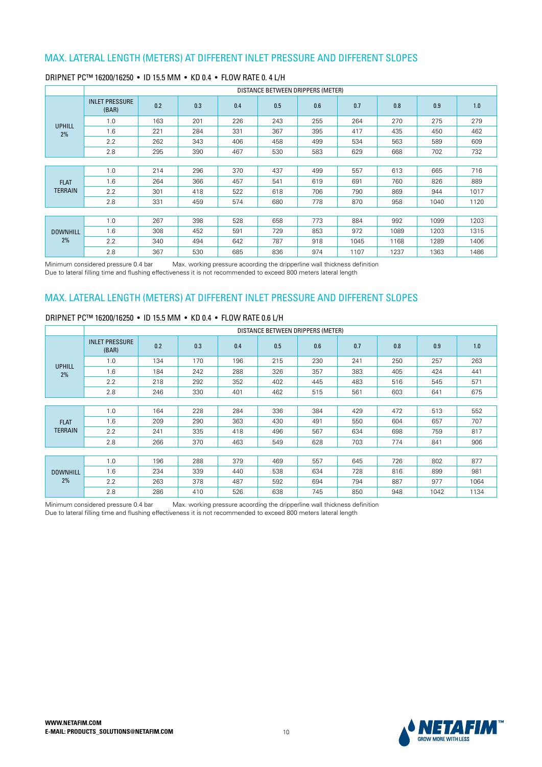## MAX. LATERAL LENGTH (METERS) AT DIFFERENT INLET PRESSURE AND DIFFERENT SLOPES

### DRIPNET PC™ 16200/16250 • ID 15.5 MM • KD 0.4 • FLOW RATE 0. 4 L/H

| | DISTANCE BETWEEN DRIPPERS (METER) | | | | | | | | | |
|---|---|---|---|---|---|---|---|---|---|---|
| | INLET PRESSURE (BAR) | 0.2 | 0.3 | 0.4 | 0.5 | 0.6 | 0.7 | 0.8 | 0.9 | 1.0 |
| UPHILL 2% | 1.0 | 163 | 201 | 226 | 243 | 255 | 264 | 270 | 275 | 279 |
| | 1.6 | 221 | 284 | 331 | 367 | 395 | 417 | 435 | 450 | 462 |
| | 2.2 | 262 | 343 | 406 | 458 | 499 | 534 | 563 | 589 | 609 |
| | 2.8 | 295 | 390 | 467 | 530 | 583 | 629 | 668 | 702 | 732 |
| FLAT TERRAIN | 1.0 | 214 | 296 | 370 | 437 | 499 | 557 | 613 | 665 | 716 |
| | 1.6 | 264 | 366 | 457 | 541 | 619 | 691 | 760 | 826 | 889 |
| | 2.2 | 301 | 418 | 522 | 618 | 706 | 790 | 869 | 944 | 1017 |
| | 2.8 | 331 | 459 | 574 | 680 | 778 | 870 | 958 | 1040 | 1120 |
| DOWNHILL 2% | 1.0 | 267 | 398 | 528 | 658 | 773 | 884 | 992 | 1099 | 1203 |
| | 1.6 | 308 | 452 | 591 | 729 | 853 | 972 | 1089 | 1203 | 1315 |
| | 2.2 | 340 | 494 | 642 | 787 | 918 | 1045 | 1168 | 1289 | 1406 |
| | 2.8 | 367 | 530 | 685 | 836 | 974 | 1107 | 1237 | 1363 | 1486 |

Minimum considered pressure 0.4 bar     Max. working pressure acoording the dripperline wall thickness definition
Due to lateral filling time and flushing effectiveness it is not recommended to exceed 800 meters lateral length

## MAX. LATERAL LENGTH (METERS) AT DIFFERENT INLET PRESSURE AND DIFFERENT SLOPES

### DRIPNET PC™ 16200/16250 • ID 15.5 MM • KD 0.4 • FLOW RATE 0.6 L/H

| | DISTANCE BETWEEN DRIPPERS (METER) | | | | | | | | | |
|---|---|---|---|---|---|---|---|---|---|---|
| | INLET PRESSURE (BAR) | 0.2 | 0.3 | 0.4 | 0.5 | 0.6 | 0.7 | 0.8 | 0.9 | 1.0 |
| UPHILL 2% | 1.0 | 134 | 170 | 196 | 215 | 230 | 241 | 250 | 257 | 263 |
| | 1.6 | 184 | 242 | 288 | 326 | 357 | 383 | 405 | 424 | 441 |
| | 2.2 | 218 | 292 | 352 | 402 | 445 | 483 | 516 | 545 | 571 |
| | 2.8 | 246 | 330 | 401 | 462 | 515 | 561 | 603 | 641 | 675 |
| FLAT TERRAIN | 1.0 | 164 | 228 | 284 | 336 | 384 | 429 | 472 | 513 | 552 |
| | 1.6 | 209 | 290 | 363 | 430 | 491 | 550 | 604 | 657 | 707 |
| | 2.2 | 241 | 335 | 418 | 496 | 567 | 634 | 698 | 759 | 817 |
| | 2.8 | 266 | 370 | 463 | 549 | 628 | 703 | 774 | 841 | 906 |
| DOWNHILL 2% | 1.0 | 196 | 288 | 379 | 469 | 557 | 645 | 726 | 802 | 877 |
| | 1.6 | 234 | 339 | 440 | 538 | 634 | 728 | 816 | 899 | 981 |
| | 2.2 | 263 | 378 | 487 | 592 | 694 | 794 | 887 | 977 | 1064 |
| | 2.8 | 286 | 410 | 526 | 638 | 745 | 850 | 948 | 1042 | 1134 |

Minimum considered pressure 0.4 bar     Max. working pressure acoording the dripperline wall thickness definition
Due to lateral filling time and flushing effectiveness it is not recommended to exceed 800 meters lateral length

**WWW.NETAFIM.COM**
**E-MAIL: PRODUCTS_SOLUTIONS@NETAFIM.COM**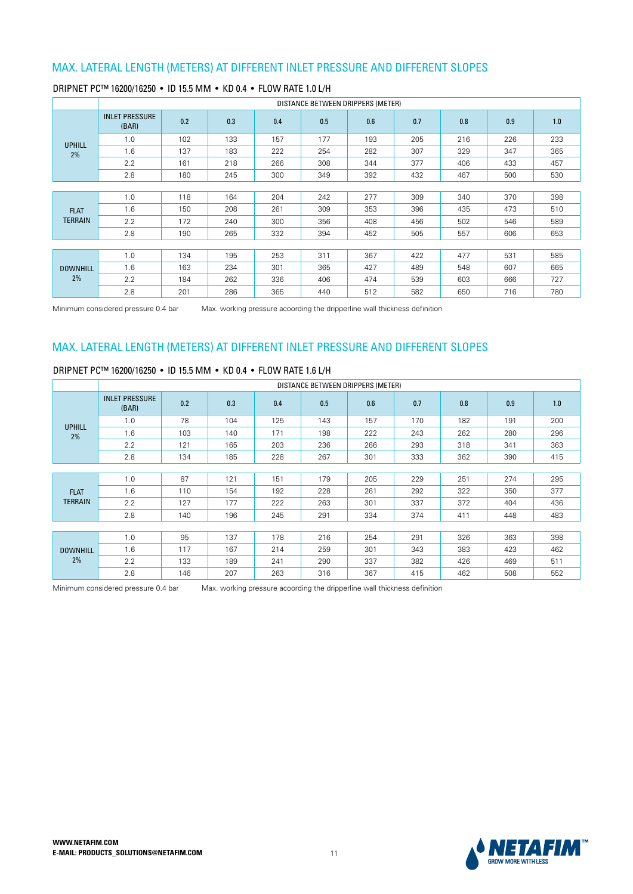## MAX. LATERAL LENGTH (METERS) AT DIFFERENT INLET PRESSURE AND DIFFERENT SLOPES

### DRIPNET PC™ 16200/16250 • ID 15.5 MM • KD 0.4 • FLOW RATE 1.0 L/H

| | DISTANCE BETWEEN DRIPPERS (METER) | | | | | | | | | |
|---|---|---|---|---|---|---|---|---|---|---|
| | INLET PRESSURE (BAR) | 0.2 | 0.3 | 0.4 | 0.5 | 0.6 | 0.7 | 0.8 | 0.9 | 1.0 |
| UPHILL 2% | 1.0 | 102 | 133 | 157 | 177 | 193 | 205 | 216 | 226 | 233 |
| | 1.6 | 137 | 183 | 222 | 254 | 282 | 307 | 329 | 347 | 365 |
| | 2.2 | 161 | 218 | 266 | 308 | 344 | 377 | 406 | 433 | 457 |
| | 2.8 | 180 | 245 | 300 | 349 | 392 | 432 | 467 | 500 | 530 |
| FLAT TERRAIN | 1.0 | 118 | 164 | 204 | 242 | 277 | 309 | 340 | 370 | 398 |
| | 1.6 | 150 | 208 | 261 | 309 | 353 | 396 | 435 | 473 | 510 |
| | 2.2 | 172 | 240 | 300 | 356 | 408 | 456 | 502 | 546 | 589 |
| | 2.8 | 190 | 265 | 332 | 394 | 452 | 505 | 557 | 606 | 653 |
| DOWNHILL 2% | 1.0 | 134 | 195 | 253 | 311 | 367 | 422 | 477 | 531 | 585 |
| | 1.6 | 163 | 234 | 301 | 365 | 427 | 489 | 548 | 607 | 665 |
| | 2.2 | 184 | 262 | 336 | 406 | 474 | 539 | 603 | 666 | 727 |
| | 2.8 | 201 | 286 | 365 | 440 | 512 | 582 | 650 | 716 | 780 |

Minimum considered pressure 0.4 bar    Max. working pressure acoording the dripperline wall thickness definition

## MAX. LATERAL LENGTH (METERS) AT DIFFERENT INLET PRESSURE AND DIFFERENT SLOPES

### DRIPNET PC™ 16200/16250 • ID 15.5 MM • KD 0.4 • FLOW RATE 1.6 L/H

| | DISTANCE BETWEEN DRIPPERS (METER) | | | | | | | | | |
|---|---|---|---|---|---|---|---|---|---|---|
| | INLET PRESSURE (BAR) | 0.2 | 0.3 | 0.4 | 0.5 | 0.6 | 0.7 | 0.8 | 0.9 | 1.0 |
| UPHILL 2% | 1.0 | 78 | 104 | 125 | 143 | 157 | 170 | 182 | 191 | 200 |
| | 1.6 | 103 | 140 | 171 | 198 | 222 | 243 | 262 | 280 | 296 |
| | 2.2 | 121 | 165 | 203 | 236 | 266 | 293 | 318 | 341 | 363 |
| | 2.8 | 134 | 185 | 228 | 267 | 301 | 333 | 362 | 390 | 415 |
| FLAT TERRAIN | 1.0 | 87 | 121 | 151 | 179 | 205 | 229 | 251 | 274 | 295 |
| | 1.6 | 110 | 154 | 192 | 228 | 261 | 292 | 322 | 350 | 377 |
| | 2.2 | 127 | 177 | 222 | 263 | 301 | 337 | 372 | 404 | 436 |
| | 2.8 | 140 | 196 | 245 | 291 | 334 | 374 | 411 | 448 | 483 |
| DOWNHILL 2% | 1.0 | 95 | 137 | 178 | 216 | 254 | 291 | 326 | 363 | 398 |
| | 1.6 | 117 | 167 | 214 | 259 | 301 | 343 | 383 | 423 | 462 |
| | 2.2 | 133 | 189 | 241 | 290 | 337 | 382 | 426 | 469 | 511 |
| | 2.8 | 146 | 207 | 263 | 316 | 367 | 415 | 462 | 508 | 552 |

Minimum considered pressure 0.4 bar    Max. working pressure acoording the dripperline wall thickness definition

**WWW.NETAFIM.COM**
**E-MAIL: PRODUCTS_SOLUTIONS@NETAFIM.COM**

NETAFIM™ GROW MORE WITH LESS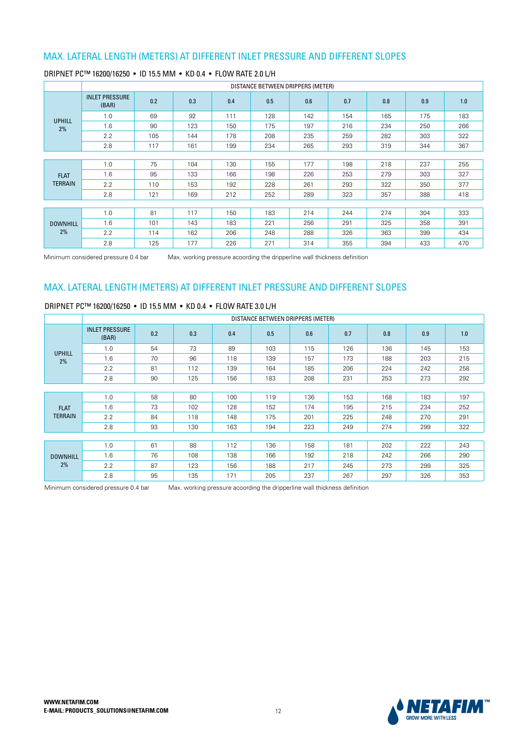## MAX. LATERAL LENGTH (METERS) AT DIFFERENT INLET PRESSURE AND DIFFERENT SLOPES

### DRIPNET PC™ 16200/16250 • ID 15.5 MM • KD 0.4 • FLOW RATE 2.0 L/H

| | DISTANCE BETWEEN DRIPPERS (METER) | | | | | | | | | |
|---|---|---|---|---|---|---|---|---|---|---|
| | INLET PRESSURE (BAR) | 0.2 | 0.3 | 0.4 | 0.5 | 0.6 | 0.7 | 0.8 | 0.9 | 1.0 |
| UPHILL 2% | 1.0 | 69 | 92 | 111 | 128 | 142 | 154 | 165 | 175 | 183 |
| | 1.6 | 90 | 123 | 150 | 175 | 197 | 216 | 234 | 250 | 266 |
| | 2.2 | 105 | 144 | 178 | 208 | 235 | 259 | 282 | 303 | 322 |
| | 2.8 | 117 | 161 | 199 | 234 | 265 | 293 | 319 | 344 | 367 |
| FLAT TERRAIN | 1.0 | 75 | 104 | 130 | 155 | 177 | 198 | 218 | 237 | 255 |
| | 1.6 | 95 | 133 | 166 | 198 | 226 | 253 | 279 | 303 | 327 |
| | 2.2 | 110 | 153 | 192 | 228 | 261 | 293 | 322 | 350 | 377 |
| | 2.8 | 121 | 169 | 212 | 252 | 289 | 323 | 357 | 388 | 418 |
| DOWNHILL 2% | 1.0 | 81 | 117 | 150 | 183 | 214 | 244 | 274 | 304 | 333 |
| | 1.6 | 101 | 143 | 183 | 221 | 256 | 291 | 325 | 358 | 391 |
| | 2.2 | 114 | 162 | 206 | 248 | 288 | 326 | 363 | 399 | 434 |
| | 2.8 | 125 | 177 | 226 | 271 | 314 | 355 | 394 | 433 | 470 |

Minimum considered pressure 0.4 bar Max. working pressure acoording the dripperline wall thickness definition

## MAX. LATERAL LENGTH (METERS) AT DIFFERENT INLET PRESSURE AND DIFFERENT SLOPES

### DRIPNET PC™ 16200/16250 • ID 15.5 MM • KD 0.4 • FLOW RATE 3.0 L/H

| | DISTANCE BETWEEN DRIPPERS (METER) | | | | | | | | | |
|---|---|---|---|---|---|---|---|---|---|---|
| | INLET PRESSURE (BAR) | 0.2 | 0.3 | 0.4 | 0.5 | 0.6 | 0.7 | 0.8 | 0.9 | 1.0 |
| UPHILL 2% | 1.0 | 54 | 73 | 89 | 103 | 115 | 126 | 136 | 145 | 153 |
| | 1.6 | 70 | 96 | 118 | 139 | 157 | 173 | 188 | 203 | 215 |
| | 2.2 | 81 | 112 | 139 | 164 | 185 | 206 | 224 | 242 | 258 |
| | 2.8 | 90 | 125 | 156 | 183 | 208 | 231 | 253 | 273 | 292 |
| FLAT TERRAIN | 1.0 | 58 | 80 | 100 | 119 | 136 | 153 | 168 | 183 | 197 |
| | 1.6 | 73 | 102 | 128 | 152 | 174 | 195 | 215 | 234 | 252 |
| | 2.2 | 84 | 118 | 148 | 175 | 201 | 225 | 248 | 270 | 291 |
| | 2.8 | 93 | 130 | 163 | 194 | 223 | 249 | 274 | 299 | 322 |
| DOWNHILL 2% | 1.0 | 61 | 88 | 112 | 136 | 158 | 181 | 202 | 222 | 243 |
| | 1.6 | 76 | 108 | 138 | 166 | 192 | 218 | 242 | 266 | 290 |
| | 2.2 | 87 | 123 | 156 | 188 | 217 | 245 | 273 | 299 | 325 |
| | 2.8 | 95 | 135 | 171 | 205 | 237 | 267 | 297 | 326 | 353 |

Minimum considered pressure 0.4 bar Max. working pressure acoording the dripperline wall thickness definition

WWW.NETAFIM.COM
E-MAIL: PRODUCTS_SOLUTIONS@NETAFIM.COM

NETAFIM™ GROW MORE WITH LESS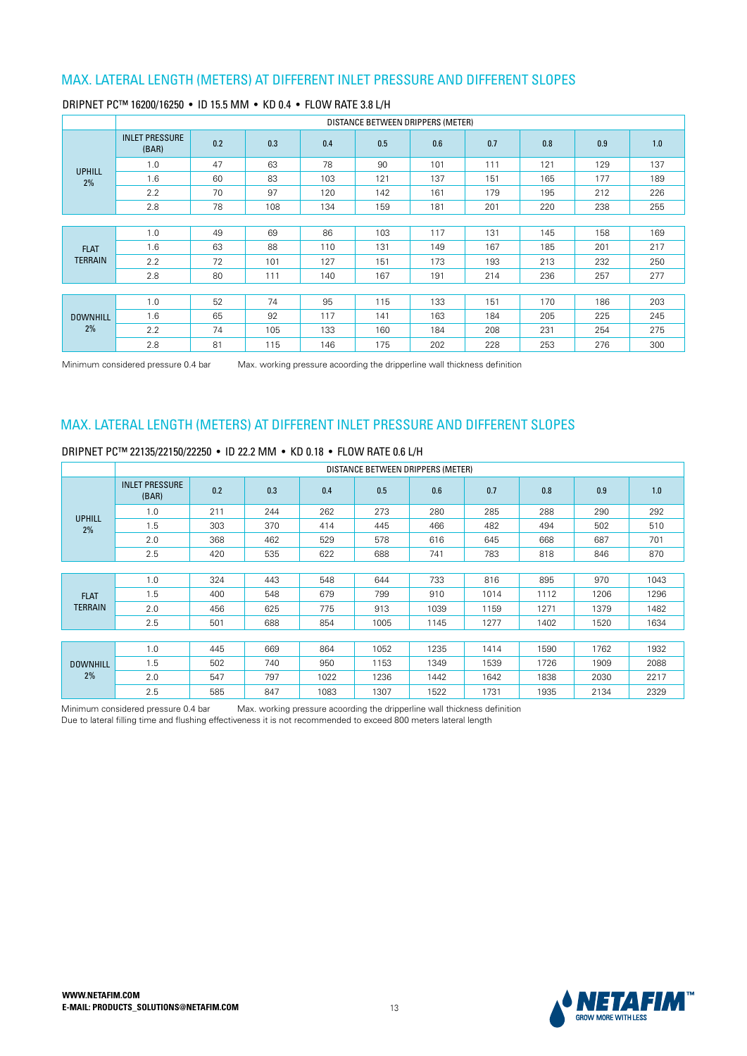## MAX. LATERAL LENGTH (METERS) AT DIFFERENT INLET PRESSURE AND DIFFERENT SLOPES

DRIPNET PC™ 16200/16250 • ID 15.5 MM • KD 0.4 • FLOW RATE 3.8 L/H

| | DISTANCE BETWEEN DRIPPERS (METER) | | | | | | | | | |
|---|---|---|---|---|---|---|---|---|---|---|
| | INLET PRESSURE (BAR) | 0.2 | 0.3 | 0.4 | 0.5 | 0.6 | 0.7 | 0.8 | 0.9 | 1.0 |
| UPHILL 2% | 1.0 | 47 | 63 | 78 | 90 | 101 | 111 | 121 | 129 | 137 |
| | 1.6 | 60 | 83 | 103 | 121 | 137 | 151 | 165 | 177 | 189 |
| | 2.2 | 70 | 97 | 120 | 142 | 161 | 179 | 195 | 212 | 226 |
| | 2.8 | 78 | 108 | 134 | 159 | 181 | 201 | 220 | 238 | 255 |
| FLAT TERRAIN | 1.0 | 49 | 69 | 86 | 103 | 117 | 131 | 145 | 158 | 169 |
| | 1.6 | 63 | 88 | 110 | 131 | 149 | 167 | 185 | 201 | 217 |
| | 2.2 | 72 | 101 | 127 | 151 | 173 | 193 | 213 | 232 | 250 |
| | 2.8 | 80 | 111 | 140 | 167 | 191 | 214 | 236 | 257 | 277 |
| DOWNHILL 2% | 1.0 | 52 | 74 | 95 | 115 | 133 | 151 | 170 | 186 | 203 |
| | 1.6 | 65 | 92 | 117 | 141 | 163 | 184 | 205 | 225 | 245 |
| | 2.2 | 74 | 105 | 133 | 160 | 184 | 208 | 231 | 254 | 275 |
| | 2.8 | 81 | 115 | 146 | 175 | 202 | 228 | 253 | 276 | 300 |

Minimum considered pressure 0.4 bar    Max. working pressure acoording the dripperline wall thickness definition

## MAX. LATERAL LENGTH (METERS) AT DIFFERENT INLET PRESSURE AND DIFFERENT SLOPES

DRIPNET PC™ 22135/22150/22250 • ID 22.2 MM • KD 0.18 • FLOW RATE 0.6 L/H

| | DISTANCE BETWEEN DRIPPERS (METER) | | | | | | | | | |
|---|---|---|---|---|---|---|---|---|---|---|
| | INLET PRESSURE (BAR) | 0.2 | 0.3 | 0.4 | 0.5 | 0.6 | 0.7 | 0.8 | 0.9 | 1.0 |
| UPHILL 2% | 1.0 | 211 | 244 | 262 | 273 | 280 | 285 | 288 | 290 | 292 |
| | 1.5 | 303 | 370 | 414 | 445 | 466 | 482 | 494 | 502 | 510 |
| | 2.0 | 368 | 462 | 529 | 578 | 616 | 645 | 668 | 687 | 701 |
| | 2.5 | 420 | 535 | 622 | 688 | 741 | 783 | 818 | 846 | 870 |
| FLAT TERRAIN | 1.0 | 324 | 443 | 548 | 644 | 733 | 816 | 895 | 970 | 1043 |
| | 1.5 | 400 | 548 | 679 | 799 | 910 | 1014 | 1112 | 1206 | 1296 |
| | 2.0 | 456 | 625 | 775 | 913 | 1039 | 1159 | 1271 | 1379 | 1482 |
| | 2.5 | 501 | 688 | 854 | 1005 | 1145 | 1277 | 1402 | 1520 | 1634 |
| DOWNHILL 2% | 1.0 | 445 | 669 | 864 | 1052 | 1235 | 1414 | 1590 | 1762 | 1932 |
| | 1.5 | 502 | 740 | 950 | 1153 | 1349 | 1539 | 1726 | 1909 | 2088 |
| | 2.0 | 547 | 797 | 1022 | 1236 | 1442 | 1642 | 1838 | 2030 | 2217 |
| | 2.5 | 585 | 847 | 1083 | 1307 | 1522 | 1731 | 1935 | 2134 | 2329 |

Minimum considered pressure 0.4 bar    Max. working pressure acoording the dripperline wall thickness definition

Due to lateral filling time and flushing effectiveness it is not recommended to exceed 800 meters lateral length

**WWW.NETAFIM.COM**
**E-MAIL: PRODUCTS_SOLUTIONS@NETAFIM.COM**

NETAFIM™ GROW MORE WITH LESS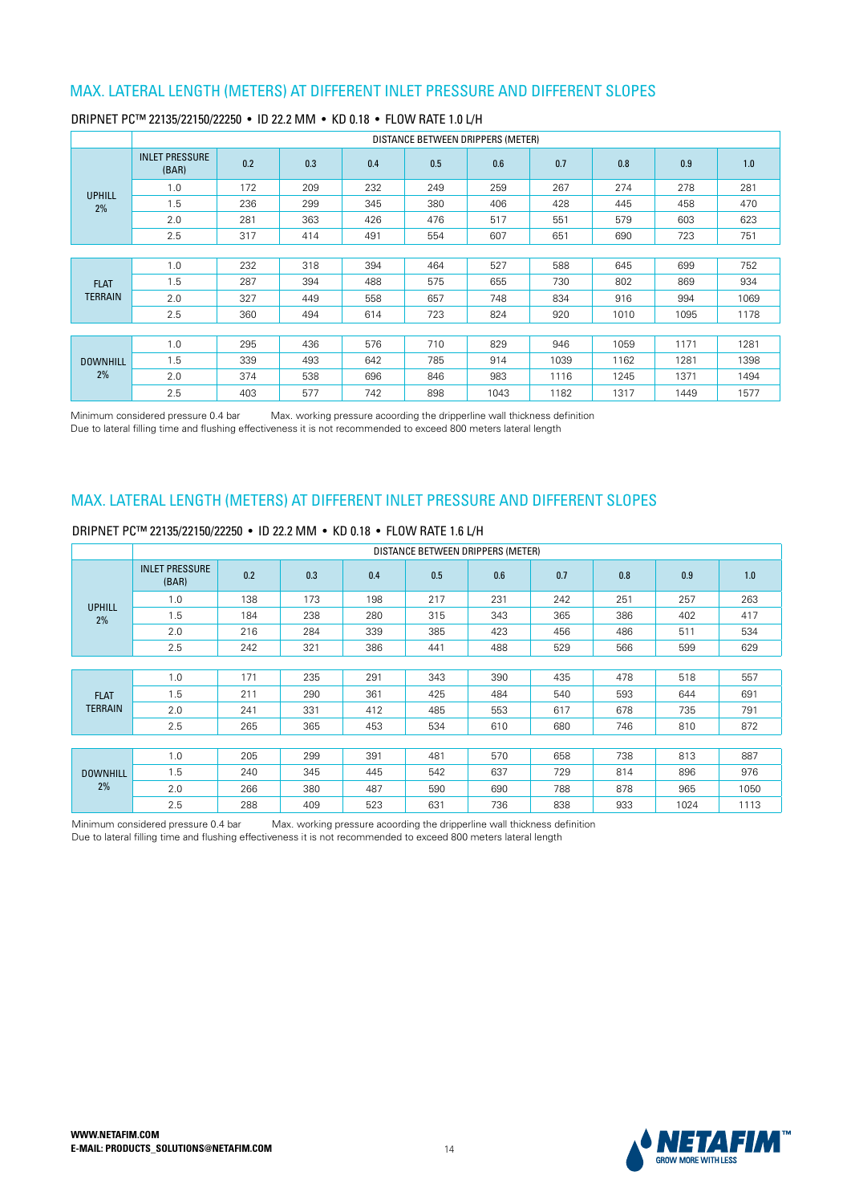## MAX. LATERAL LENGTH (METERS) AT DIFFERENT INLET PRESSURE AND DIFFERENT SLOPES

### DRIPNET PC™ 22135/22150/22250 • ID 22.2 MM • KD 0.18 • FLOW RATE 1.0 L/H

| | DISTANCE BETWEEN DRIPPERS (METER) | | | | | | | | | |
|---|---|---|---|---|---|---|---|---|---|---|
| | INLET PRESSURE (BAR) | 0.2 | 0.3 | 0.4 | 0.5 | 0.6 | 0.7 | 0.8 | 0.9 | 1.0 |
| UPHILL 2% | 1.0 | 172 | 209 | 232 | 249 | 259 | 267 | 274 | 278 | 281 |
| | 1.5 | 236 | 299 | 345 | 380 | 406 | 428 | 445 | 458 | 470 |
| | 2.0 | 281 | 363 | 426 | 476 | 517 | 551 | 579 | 603 | 623 |
| | 2.5 | 317 | 414 | 491 | 554 | 607 | 651 | 690 | 723 | 751 |
| FLAT TERRAIN | 1.0 | 232 | 318 | 394 | 464 | 527 | 588 | 645 | 699 | 752 |
| | 1.5 | 287 | 394 | 488 | 575 | 655 | 730 | 802 | 869 | 934 |
| | 2.0 | 327 | 449 | 558 | 657 | 748 | 834 | 916 | 994 | 1069 |
| | 2.5 | 360 | 494 | 614 | 723 | 824 | 920 | 1010 | 1095 | 1178 |
| DOWNHILL 2% | 1.0 | 295 | 436 | 576 | 710 | 829 | 946 | 1059 | 1171 | 1281 |
| | 1.5 | 339 | 493 | 642 | 785 | 914 | 1039 | 1162 | 1281 | 1398 |
| | 2.0 | 374 | 538 | 696 | 846 | 983 | 1116 | 1245 | 1371 | 1494 |
| | 2.5 | 403 | 577 | 742 | 898 | 1043 | 1182 | 1317 | 1449 | 1577 |

Minimum considered pressure 0.4 bar  Max. working pressure acoording the dripperline wall thickness definition
Due to lateral filling time and flushing effectiveness it is not recommended to exceed 800 meters lateral length

## MAX. LATERAL LENGTH (METERS) AT DIFFERENT INLET PRESSURE AND DIFFERENT SLOPES

### DRIPNET PC™ 22135/22150/22250 • ID 22.2 MM • KD 0.18 • FLOW RATE 1.6 L/H

| | DISTANCE BETWEEN DRIPPERS (METER) | | | | | | | | | |
|---|---|---|---|---|---|---|---|---|---|---|
| | INLET PRESSURE (BAR) | 0.2 | 0.3 | 0.4 | 0.5 | 0.6 | 0.7 | 0.8 | 0.9 | 1.0 |
| UPHILL 2% | 1.0 | 138 | 173 | 198 | 217 | 231 | 242 | 251 | 257 | 263 |
| | 1.5 | 184 | 238 | 280 | 315 | 343 | 365 | 386 | 402 | 417 |
| | 2.0 | 216 | 284 | 339 | 385 | 423 | 456 | 486 | 511 | 534 |
| | 2.5 | 242 | 321 | 386 | 441 | 488 | 529 | 566 | 599 | 629 |
| FLAT TERRAIN | 1.0 | 171 | 235 | 291 | 343 | 390 | 435 | 478 | 518 | 557 |
| | 1.5 | 211 | 290 | 361 | 425 | 484 | 540 | 593 | 644 | 691 |
| | 2.0 | 241 | 331 | 412 | 485 | 553 | 617 | 678 | 735 | 791 |
| | 2.5 | 265 | 365 | 453 | 534 | 610 | 680 | 746 | 810 | 872 |
| DOWNHILL 2% | 1.0 | 205 | 299 | 391 | 481 | 570 | 658 | 738 | 813 | 887 |
| | 1.5 | 240 | 345 | 445 | 542 | 637 | 729 | 814 | 896 | 976 |
| | 2.0 | 266 | 380 | 487 | 590 | 690 | 788 | 878 | 965 | 1050 |
| | 2.5 | 288 | 409 | 523 | 631 | 736 | 838 | 933 | 1024 | 1113 |

Minimum considered pressure 0.4 bar  Max. working pressure acoording the dripperline wall thickness definition
Due to lateral filling time and flushing effectiveness it is not recommended to exceed 800 meters lateral length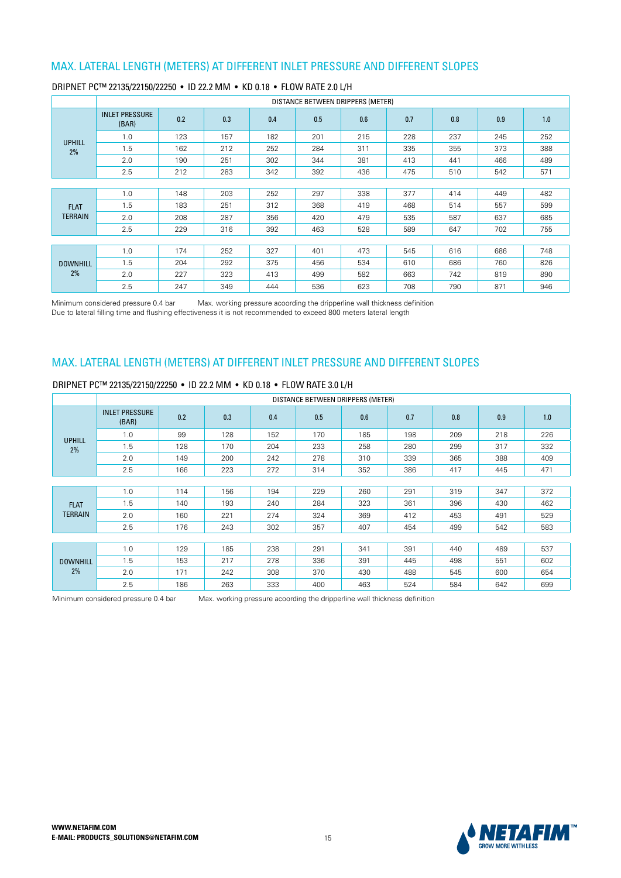## MAX. LATERAL LENGTH (METERS) AT DIFFERENT INLET PRESSURE AND DIFFERENT SLOPES

DRIPNET PC™ 22135/22150/22250 • ID 22.2 MM • KD 0.18 • FLOW RATE 2.0 L/H

| | DISTANCE BETWEEN DRIPPERS (METER) | | | | | | | | | |
|---|---|---|---|---|---|---|---|---|---|---|
| | INLET PRESSURE (BAR) | 0.2 | 0.3 | 0.4 | 0.5 | 0.6 | 0.7 | 0.8 | 0.9 | 1.0 |
| UPHILL 2% | 1.0 | 123 | 157 | 182 | 201 | 215 | 228 | 237 | 245 | 252 |
| | 1.5 | 162 | 212 | 252 | 284 | 311 | 335 | 355 | 373 | 388 |
| | 2.0 | 190 | 251 | 302 | 344 | 381 | 413 | 441 | 466 | 489 |
| | 2.5 | 212 | 283 | 342 | 392 | 436 | 475 | 510 | 542 | 571 |
| FLAT TERRAIN | 1.0 | 148 | 203 | 252 | 297 | 338 | 377 | 414 | 449 | 482 |
| | 1.5 | 183 | 251 | 312 | 368 | 419 | 468 | 514 | 557 | 599 |
| | 2.0 | 208 | 287 | 356 | 420 | 479 | 535 | 587 | 637 | 685 |
| | 2.5 | 229 | 316 | 392 | 463 | 528 | 589 | 647 | 702 | 755 |
| DOWNHILL 2% | 1.0 | 174 | 252 | 327 | 401 | 473 | 545 | 616 | 686 | 748 |
| | 1.5 | 204 | 292 | 375 | 456 | 534 | 610 | 686 | 760 | 826 |
| | 2.0 | 227 | 323 | 413 | 499 | 582 | 663 | 742 | 819 | 890 |
| | 2.5 | 247 | 349 | 444 | 536 | 623 | 708 | 790 | 871 | 946 |

Minimum considered pressure 0.4 bar Max. working pressure acoording the dripperline wall thickness definition
Due to lateral filling time and flushing effectiveness it is not recommended to exceed 800 meters lateral length

## MAX. LATERAL LENGTH (METERS) AT DIFFERENT INLET PRESSURE AND DIFFERENT SLOPES

DRIPNET PC™ 22135/22150/22250 • ID 22.2 MM • KD 0.18 • FLOW RATE 3.0 L/H

| | DISTANCE BETWEEN DRIPPERS (METER) | | | | | | | | | |
|---|---|---|---|---|---|---|---|---|---|---|
| | INLET PRESSURE (BAR) | 0.2 | 0.3 | 0.4 | 0.5 | 0.6 | 0.7 | 0.8 | 0.9 | 1.0 |
| UPHILL 2% | 1.0 | 99 | 128 | 152 | 170 | 185 | 198 | 209 | 218 | 226 |
| | 1.5 | 128 | 170 | 204 | 233 | 258 | 280 | 299 | 317 | 332 |
| | 2.0 | 149 | 200 | 242 | 278 | 310 | 339 | 365 | 388 | 409 |
| | 2.5 | 166 | 223 | 272 | 314 | 352 | 386 | 417 | 445 | 471 |
| FLAT TERRAIN | 1.0 | 114 | 156 | 194 | 229 | 260 | 291 | 319 | 347 | 372 |
| | 1.5 | 140 | 193 | 240 | 284 | 323 | 361 | 396 | 430 | 462 |
| | 2.0 | 160 | 221 | 274 | 324 | 369 | 412 | 453 | 491 | 529 |
| | 2.5 | 176 | 243 | 302 | 357 | 407 | 454 | 499 | 542 | 583 |
| DOWNHILL 2% | 1.0 | 129 | 185 | 238 | 291 | 341 | 391 | 440 | 489 | 537 |
| | 1.5 | 153 | 217 | 278 | 336 | 391 | 445 | 498 | 551 | 602 |
| | 2.0 | 171 | 242 | 308 | 370 | 430 | 488 | 545 | 600 | 654 |
| | 2.5 | 186 | 263 | 333 | 400 | 463 | 524 | 584 | 642 | 699 |

Minimum considered pressure 0.4 bar Max. working pressure acoording the dripperline wall thickness definition

**WWW.NETAFIM.COM**
**E-MAIL: PRODUCTS_SOLUTIONS@NETAFIM.COM**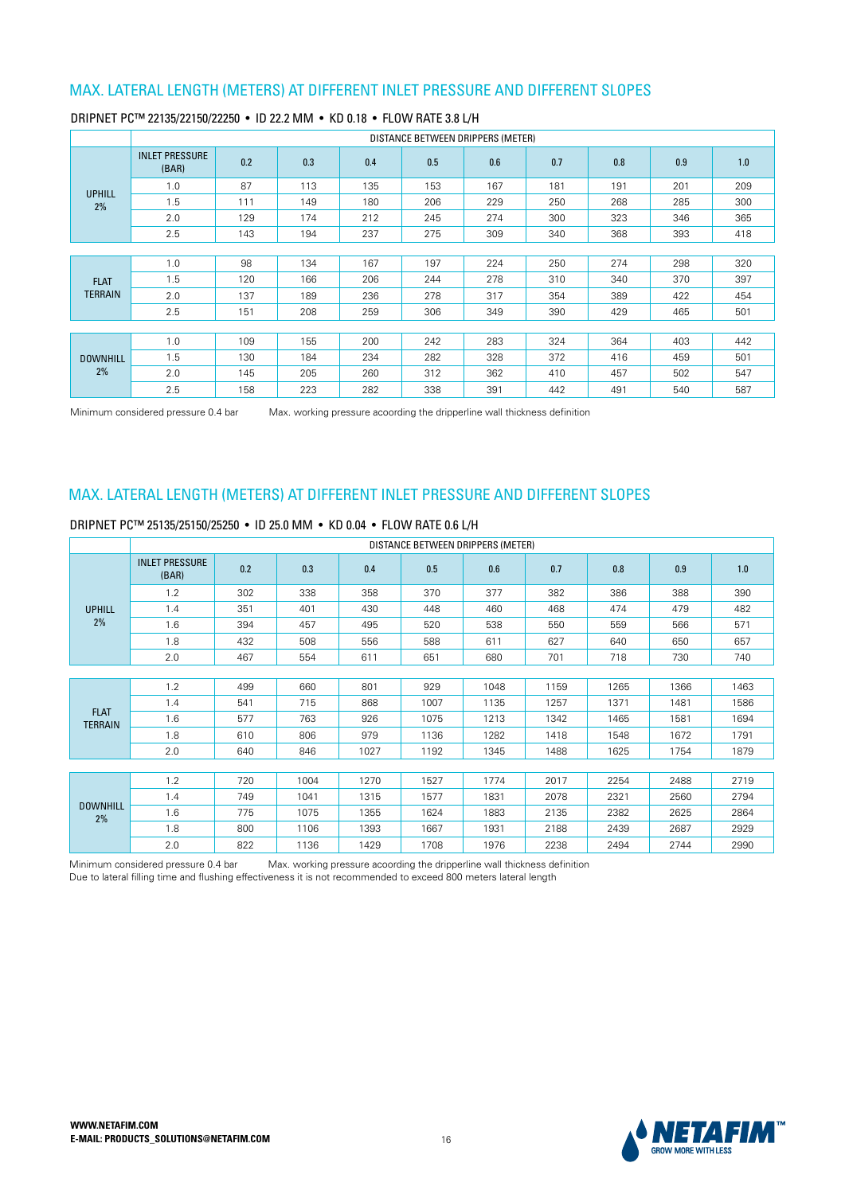## MAX. LATERAL LENGTH (METERS) AT DIFFERENT INLET PRESSURE AND DIFFERENT SLOPES

### DRIPNET PC™ 22135/22150/22250 • ID 22.2 MM • KD 0.18 • FLOW RATE 3.8 L/H

| | DISTANCE BETWEEN DRIPPERS (METER) | | | | | | | | | |
|---|---|---|---|---|---|---|---|---|---|---|
| | INLET PRESSURE (BAR) | 0.2 | 0.3 | 0.4 | 0.5 | 0.6 | 0.7 | 0.8 | 0.9 | 1.0 |
| UPHILL 2% | 1.0 | 87 | 113 | 135 | 153 | 167 | 181 | 191 | 201 | 209 |
| | 1.5 | 111 | 149 | 180 | 206 | 229 | 250 | 268 | 285 | 300 |
| | 2.0 | 129 | 174 | 212 | 245 | 274 | 300 | 323 | 346 | 365 |
| | 2.5 | 143 | 194 | 237 | 275 | 309 | 340 | 368 | 393 | 418 |
| FLAT TERRAIN | 1.0 | 98 | 134 | 167 | 197 | 224 | 250 | 274 | 298 | 320 |
| | 1.5 | 120 | 166 | 206 | 244 | 278 | 310 | 340 | 370 | 397 |
| | 2.0 | 137 | 189 | 236 | 278 | 317 | 354 | 389 | 422 | 454 |
| | 2.5 | 151 | 208 | 259 | 306 | 349 | 390 | 429 | 465 | 501 |
| DOWNHILL 2% | 1.0 | 109 | 155 | 200 | 242 | 283 | 324 | 364 | 403 | 442 |
| | 1.5 | 130 | 184 | 234 | 282 | 328 | 372 | 416 | 459 | 501 |
| | 2.0 | 145 | 205 | 260 | 312 | 362 | 410 | 457 | 502 | 547 |
| | 2.5 | 158 | 223 | 282 | 338 | 391 | 442 | 491 | 540 | 587 |

Minimum considered pressure 0.4 bar Max. working pressure acoording the dripperline wall thickness definition

## MAX. LATERAL LENGTH (METERS) AT DIFFERENT INLET PRESSURE AND DIFFERENT SLOPES

### DRIPNET PC™ 25135/25150/25250 • ID 25.0 MM • KD 0.04 • FLOW RATE 0.6 L/H

| | DISTANCE BETWEEN DRIPPERS (METER) | | | | | | | | | |
|---|---|---|---|---|---|---|---|---|---|---|
| | INLET PRESSURE (BAR) | 0.2 | 0.3 | 0.4 | 0.5 | 0.6 | 0.7 | 0.8 | 0.9 | 1.0 |
| UPHILL 2% | 1.2 | 302 | 338 | 358 | 370 | 377 | 382 | 386 | 388 | 390 |
| | 1.4 | 351 | 401 | 430 | 448 | 460 | 468 | 474 | 479 | 482 |
| | 1.6 | 394 | 457 | 495 | 520 | 538 | 550 | 559 | 566 | 571 |
| | 1.8 | 432 | 508 | 556 | 588 | 611 | 627 | 640 | 650 | 657 |
| | 2.0 | 467 | 554 | 611 | 651 | 680 | 701 | 718 | 730 | 740 |
| FLAT TERRAIN | 1.2 | 499 | 660 | 801 | 929 | 1048 | 1159 | 1265 | 1366 | 1463 |
| | 1.4 | 541 | 715 | 868 | 1007 | 1135 | 1257 | 1371 | 1481 | 1586 |
| | 1.6 | 577 | 763 | 926 | 1075 | 1213 | 1342 | 1465 | 1581 | 1694 |
| | 1.8 | 610 | 806 | 979 | 1136 | 1282 | 1418 | 1548 | 1672 | 1791 |
| | 2.0 | 640 | 846 | 1027 | 1192 | 1345 | 1488 | 1625 | 1754 | 1879 |
| DOWNHILL 2% | 1.2 | 720 | 1004 | 1270 | 1527 | 1774 | 2017 | 2254 | 2488 | 2719 |
| | 1.4 | 749 | 1041 | 1315 | 1577 | 1831 | 2078 | 2321 | 2560 | 2794 |
| | 1.6 | 775 | 1075 | 1355 | 1624 | 1883 | 2135 | 2382 | 2625 | 2864 |
| | 1.8 | 800 | 1106 | 1393 | 1667 | 1931 | 2188 | 2439 | 2687 | 2929 |
| | 2.0 | 822 | 1136 | 1429 | 1708 | 1976 | 2238 | 2494 | 2744 | 2990 |

Minimum considered pressure 0.4 bar Max. working pressure acoording the dripperline wall thickness definition

Due to lateral filling time and flushing effectiveness it is not recommended to exceed 800 meters lateral length

**WWW.NETAFIM.COM**
**E-MAIL: PRODUCTS_SOLUTIONS@NETAFIM.COM**

NETAFIM™ GROW MORE WITH LESS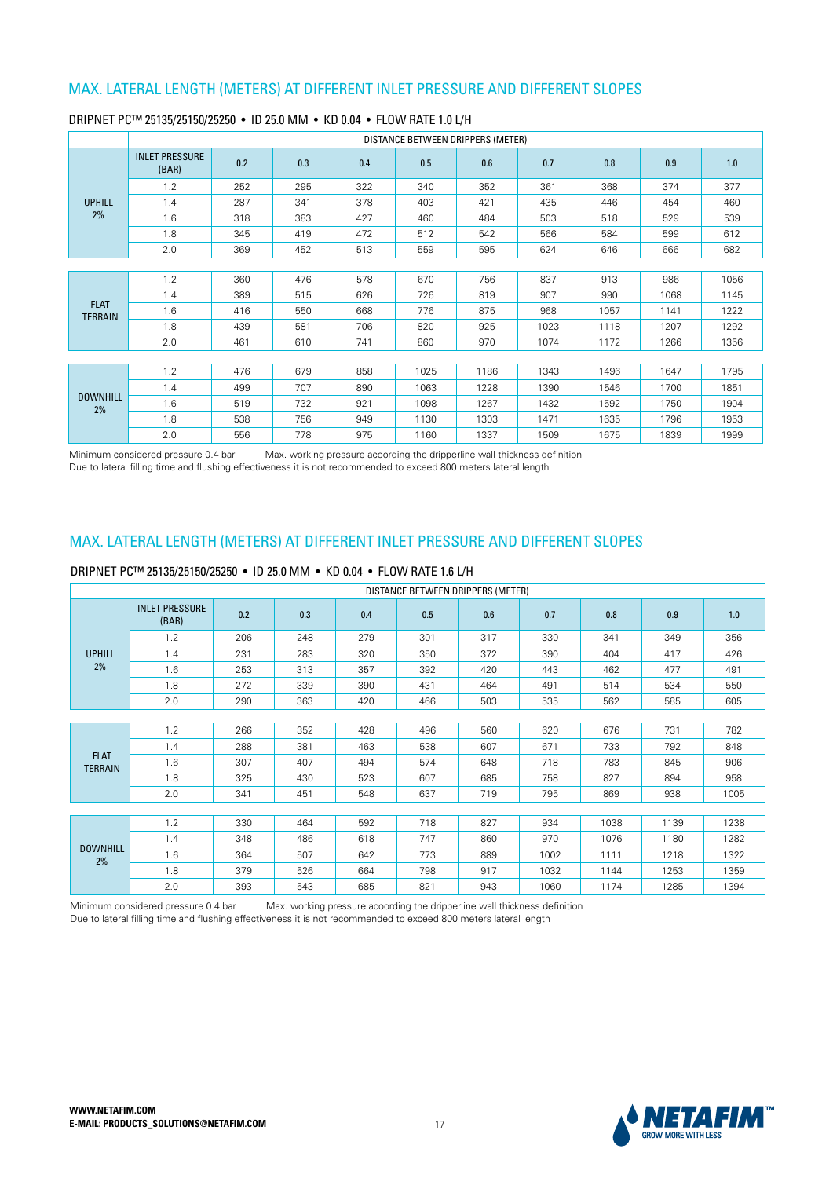## MAX. LATERAL LENGTH (METERS) AT DIFFERENT INLET PRESSURE AND DIFFERENT SLOPES

DRIPNET PC™ 25135/25150/25250 • ID 25.0 MM • KD 0.04 • FLOW RATE 1.0 L/H

| | DISTANCE BETWEEN DRIPPERS (METER) | | | | | | | | | |
|---|---|---|---|---|---|---|---|---|---|---|
| | INLET PRESSURE (BAR) | 0.2 | 0.3 | 0.4 | 0.5 | 0.6 | 0.7 | 0.8 | 0.9 | 1.0 |
| UPHILL 2% | 1.2 | 252 | 295 | 322 | 340 | 352 | 361 | 368 | 374 | 377 |
| | 1.4 | 287 | 341 | 378 | 403 | 421 | 435 | 446 | 454 | 460 |
| | 1.6 | 318 | 383 | 427 | 460 | 484 | 503 | 518 | 529 | 539 |
| | 1.8 | 345 | 419 | 472 | 512 | 542 | 566 | 584 | 599 | 612 |
| | 2.0 | 369 | 452 | 513 | 559 | 595 | 624 | 646 | 666 | 682 |
| FLAT TERRAIN | 1.2 | 360 | 476 | 578 | 670 | 756 | 837 | 913 | 986 | 1056 |
| | 1.4 | 389 | 515 | 626 | 726 | 819 | 907 | 990 | 1068 | 1145 |
| | 1.6 | 416 | 550 | 668 | 776 | 875 | 968 | 1057 | 1141 | 1222 |
| | 1.8 | 439 | 581 | 706 | 820 | 925 | 1023 | 1118 | 1207 | 1292 |
| | 2.0 | 461 | 610 | 741 | 860 | 970 | 1074 | 1172 | 1266 | 1356 |
| DOWNHILL 2% | 1.2 | 476 | 679 | 858 | 1025 | 1186 | 1343 | 1496 | 1647 | 1795 |
| | 1.4 | 499 | 707 | 890 | 1063 | 1228 | 1390 | 1546 | 1700 | 1851 |
| | 1.6 | 519 | 732 | 921 | 1098 | 1267 | 1432 | 1592 | 1750 | 1904 |
| | 1.8 | 538 | 756 | 949 | 1130 | 1303 | 1471 | 1635 | 1796 | 1953 |
| | 2.0 | 556 | 778 | 975 | 1160 | 1337 | 1509 | 1675 | 1839 | 1999 |

Minimum considered pressure 0.4 bar     Max. working pressure acoording the dripperline wall thickness definition
Due to lateral filling time and flushing effectiveness it is not recommended to exceed 800 meters lateral length

## MAX. LATERAL LENGTH (METERS) AT DIFFERENT INLET PRESSURE AND DIFFERENT SLOPES

DRIPNET PC™ 25135/25150/25250 • ID 25.0 MM • KD 0.04 • FLOW RATE 1.6 L/H

| | DISTANCE BETWEEN DRIPPERS (METER) | | | | | | | | | |
|---|---|---|---|---|---|---|---|---|---|---|
| | INLET PRESSURE (BAR) | 0.2 | 0.3 | 0.4 | 0.5 | 0.6 | 0.7 | 0.8 | 0.9 | 1.0 |
| UPHILL 2% | 1.2 | 206 | 248 | 279 | 301 | 317 | 330 | 341 | 349 | 356 |
| | 1.4 | 231 | 283 | 320 | 350 | 372 | 390 | 404 | 417 | 426 |
| | 1.6 | 253 | 313 | 357 | 392 | 420 | 443 | 462 | 477 | 491 |
| | 1.8 | 272 | 339 | 390 | 431 | 464 | 491 | 514 | 534 | 550 |
| | 2.0 | 290 | 363 | 420 | 466 | 503 | 535 | 562 | 585 | 605 |
| FLAT TERRAIN | 1.2 | 266 | 352 | 428 | 496 | 560 | 620 | 676 | 731 | 782 |
| | 1.4 | 288 | 381 | 463 | 538 | 607 | 671 | 733 | 792 | 848 |
| | 1.6 | 307 | 407 | 494 | 574 | 648 | 718 | 783 | 845 | 906 |
| | 1.8 | 325 | 430 | 523 | 607 | 685 | 758 | 827 | 894 | 958 |
| | 2.0 | 341 | 451 | 548 | 637 | 719 | 795 | 869 | 938 | 1005 |
| DOWNHILL 2% | 1.2 | 330 | 464 | 592 | 718 | 827 | 934 | 1038 | 1139 | 1238 |
| | 1.4 | 348 | 486 | 618 | 747 | 860 | 970 | 1076 | 1180 | 1282 |
| | 1.6 | 364 | 507 | 642 | 773 | 889 | 1002 | 1111 | 1218 | 1322 |
| | 1.8 | 379 | 526 | 664 | 798 | 917 | 1032 | 1144 | 1253 | 1359 |
| | 2.0 | 393 | 543 | 685 | 821 | 943 | 1060 | 1174 | 1285 | 1394 |

Minimum considered pressure 0.4 bar     Max. working pressure acoording the dripperline wall thickness definition
Due to lateral filling time and flushing effectiveness it is not recommended to exceed 800 meters lateral length

**WWW.NETAFIM.COM**
**E-MAIL: PRODUCTS_SOLUTIONS@NETAFIM.COM**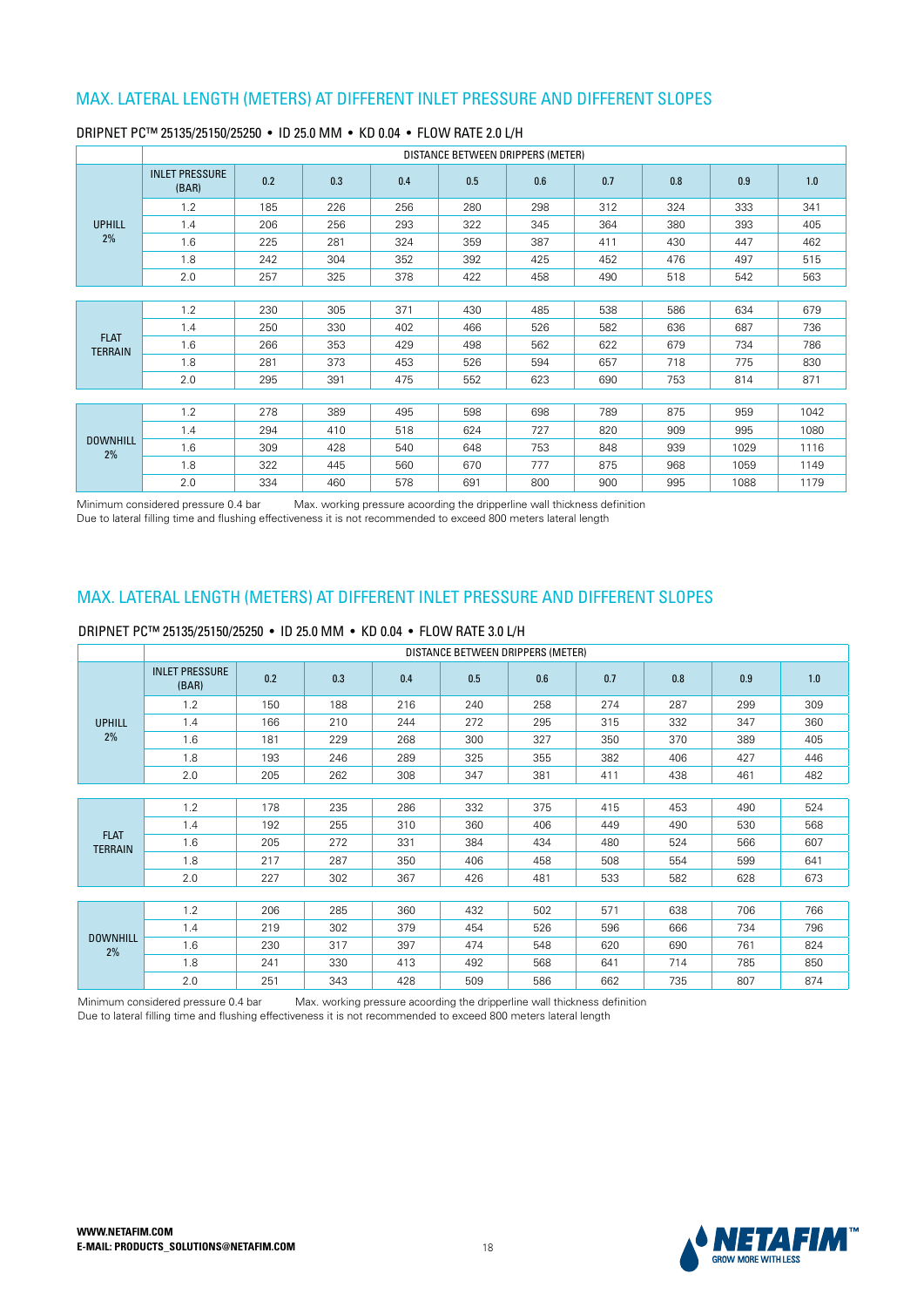## MAX. LATERAL LENGTH (METERS) AT DIFFERENT INLET PRESSURE AND DIFFERENT SLOPES

DRIPNET PC™ 25135/25150/25250 • ID 25.0 MM • KD 0.04 • FLOW RATE 2.0 L/H

| | DISTANCE BETWEEN DRIPPERS (METER) | | | | | | | | | |
|---|---|---|---|---|---|---|---|---|---|---|
| | INLET PRESSURE (BAR) | 0.2 | 0.3 | 0.4 | 0.5 | 0.6 | 0.7 | 0.8 | 0.9 | 1.0 |
| UPHILL 2% | 1.2 | 185 | 226 | 256 | 280 | 298 | 312 | 324 | 333 | 341 |
| | 1.4 | 206 | 256 | 293 | 322 | 345 | 364 | 380 | 393 | 405 |
| | 1.6 | 225 | 281 | 324 | 359 | 387 | 411 | 430 | 447 | 462 |
| | 1.8 | 242 | 304 | 352 | 392 | 425 | 452 | 476 | 497 | 515 |
| | 2.0 | 257 | 325 | 378 | 422 | 458 | 490 | 518 | 542 | 563 |
| FLAT TERRAIN | 1.2 | 230 | 305 | 371 | 430 | 485 | 538 | 586 | 634 | 679 |
| | 1.4 | 250 | 330 | 402 | 466 | 526 | 582 | 636 | 687 | 736 |
| | 1.6 | 266 | 353 | 429 | 498 | 562 | 622 | 679 | 734 | 786 |
| | 1.8 | 281 | 373 | 453 | 526 | 594 | 657 | 718 | 775 | 830 |
| | 2.0 | 295 | 391 | 475 | 552 | 623 | 690 | 753 | 814 | 871 |
| DOWNHILL 2% | 1.2 | 278 | 389 | 495 | 598 | 698 | 789 | 875 | 959 | 1042 |
| | 1.4 | 294 | 410 | 518 | 624 | 727 | 820 | 909 | 995 | 1080 |
| | 1.6 | 309 | 428 | 540 | 648 | 753 | 848 | 939 | 1029 | 1116 |
| | 1.8 | 322 | 445 | 560 | 670 | 777 | 875 | 968 | 1059 | 1149 |
| | 2.0 | 334 | 460 | 578 | 691 | 800 | 900 | 995 | 1088 | 1179 |

Minimum considered pressure 0.4 bar Max. working pressure acoording the dripperline wall thickness definition
Due to lateral filling time and flushing effectiveness it is not recommended to exceed 800 meters lateral length

## MAX. LATERAL LENGTH (METERS) AT DIFFERENT INLET PRESSURE AND DIFFERENT SLOPES

DRIPNET PC™ 25135/25150/25250 • ID 25.0 MM • KD 0.04 • FLOW RATE 3.0 L/H

| | DISTANCE BETWEEN DRIPPERS (METER) | | | | | | | | | |
|---|---|---|---|---|---|---|---|---|---|---|
| | INLET PRESSURE (BAR) | 0.2 | 0.3 | 0.4 | 0.5 | 0.6 | 0.7 | 0.8 | 0.9 | 1.0 |
| UPHILL 2% | 1.2 | 150 | 188 | 216 | 240 | 258 | 274 | 287 | 299 | 309 |
| | 1.4 | 166 | 210 | 244 | 272 | 295 | 315 | 332 | 347 | 360 |
| | 1.6 | 181 | 229 | 268 | 300 | 327 | 350 | 370 | 389 | 405 |
| | 1.8 | 193 | 246 | 289 | 325 | 355 | 382 | 406 | 427 | 446 |
| | 2.0 | 205 | 262 | 308 | 347 | 381 | 411 | 438 | 461 | 482 |
| FLAT TERRAIN | 1.2 | 178 | 235 | 286 | 332 | 375 | 415 | 453 | 490 | 524 |
| | 1.4 | 192 | 255 | 310 | 360 | 406 | 449 | 490 | 530 | 568 |
| | 1.6 | 205 | 272 | 331 | 384 | 434 | 480 | 524 | 566 | 607 |
| | 1.8 | 217 | 287 | 350 | 406 | 458 | 508 | 554 | 599 | 641 |
| | 2.0 | 227 | 302 | 367 | 426 | 481 | 533 | 582 | 628 | 673 |
| DOWNHILL 2% | 1.2 | 206 | 285 | 360 | 432 | 502 | 571 | 638 | 706 | 766 |
| | 1.4 | 219 | 302 | 379 | 454 | 526 | 596 | 666 | 734 | 796 |
| | 1.6 | 230 | 317 | 397 | 474 | 548 | 620 | 690 | 761 | 824 |
| | 1.8 | 241 | 330 | 413 | 492 | 568 | 641 | 714 | 785 | 850 |
| | 2.0 | 251 | 343 | 428 | 509 | 586 | 662 | 735 | 807 | 874 |

Minimum considered pressure 0.4 bar Max. working pressure acoording the dripperline wall thickness definition
Due to lateral filling time and flushing effectiveness it is not recommended to exceed 800 meters lateral length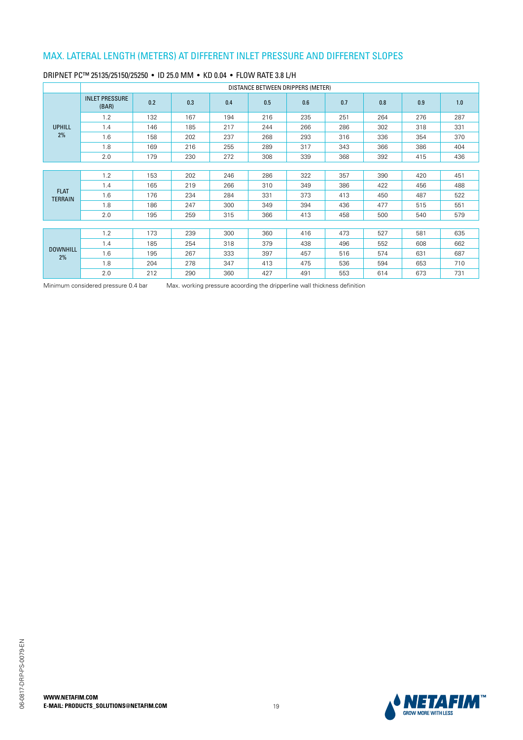## MAX. LATERAL LENGTH (METERS) AT DIFFERENT INLET PRESSURE AND DIFFERENT SLOPES

DRIPNET PC™ 25135/25150/25250 • ID 25.0 MM • KD 0.04 • FLOW RATE 3.8 L/H

| | DISTANCE BETWEEN DRIPPERS (METER) | | | | | | | | | |
|---|---|---|---|---|---|---|---|---|---|---|
| | INLET PRESSURE (BAR) | 0.2 | 0.3 | 0.4 | 0.5 | 0.6 | 0.7 | 0.8 | 0.9 | 1.0 |
| UPHILL 2% | 1.2 | 132 | 167 | 194 | 216 | 235 | 251 | 264 | 276 | 287 |
| | 1.4 | 146 | 185 | 217 | 244 | 266 | 286 | 302 | 318 | 331 |
| | 1.6 | 158 | 202 | 237 | 268 | 293 | 316 | 336 | 354 | 370 |
| | 1.8 | 169 | 216 | 255 | 289 | 317 | 343 | 366 | 386 | 404 |
| | 2.0 | 179 | 230 | 272 | 308 | 339 | 368 | 392 | 415 | 436 |
| FLAT TERRAIN | 1.2 | 153 | 202 | 246 | 286 | 322 | 357 | 390 | 420 | 451 |
| | 1.4 | 165 | 219 | 266 | 310 | 349 | 386 | 422 | 456 | 488 |
| | 1.6 | 176 | 234 | 284 | 331 | 373 | 413 | 450 | 487 | 522 |
| | 1.8 | 186 | 247 | 300 | 349 | 394 | 436 | 477 | 515 | 551 |
| | 2.0 | 195 | 259 | 315 | 366 | 413 | 458 | 500 | 540 | 579 |
| DOWNHILL 2% | 1.2 | 173 | 239 | 300 | 360 | 416 | 473 | 527 | 581 | 635 |
| | 1.4 | 185 | 254 | 318 | 379 | 438 | 496 | 552 | 608 | 662 |
| | 1.6 | 195 | 267 | 333 | 397 | 457 | 516 | 574 | 631 | 687 |
| | 1.8 | 204 | 278 | 347 | 413 | 475 | 536 | 594 | 653 | 710 |
| | 2.0 | 212 | 290 | 360 | 427 | 491 | 553 | 614 | 673 | 731 |

Minimum considered pressure 0.4 bar     Max. working pressure acoording the dripperline wall thickness definition

**WWW.NETAFIM.COM**
**E-MAIL: PRODUCTS_SOLUTIONS@NETAFIM.COM**

06-0817-DRP-PS-0079-EN